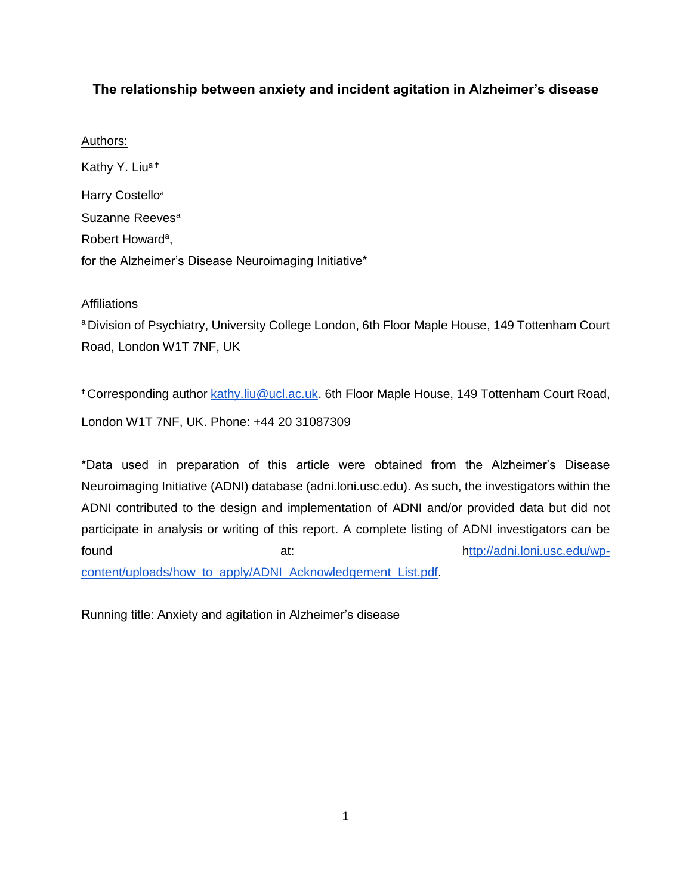# The relationship between anxiety and incident agitation in Alzheimer's disease

Authors:

Kathy Y. Liu[a †]

Harry Costello[a]

Suzanne Reeves[a]

Robert Howard[a],

for the Alzheimer's Disease Neuroimaging Initiative*

Affiliations

[a] Division of Psychiatry, University College London, 6th Floor Maple House, 149 Tottenham Court Road, London W1T 7NF, UK

[†] Corresponding author kathy.liu@ucl.ac.uk. 6th Floor Maple House, 149 Tottenham Court Road, London W1T 7NF, UK. Phone: +44 20 31087309

*Data used in preparation of this article were obtained from the Alzheimer's Disease Neuroimaging Initiative (ADNI) database (adni.loni.usc.edu). As such, the investigators within the ADNI contributed to the design and implementation of ADNI and/or provided data but did not participate in analysis or writing of this report. A complete listing of ADNI investigators can be found at: http://adni.loni.usc.edu/wp-content/uploads/how_to_apply/ADNI_Acknowledgement_List.pdf.

Running title: Anxiety and agitation in Alzheimer's disease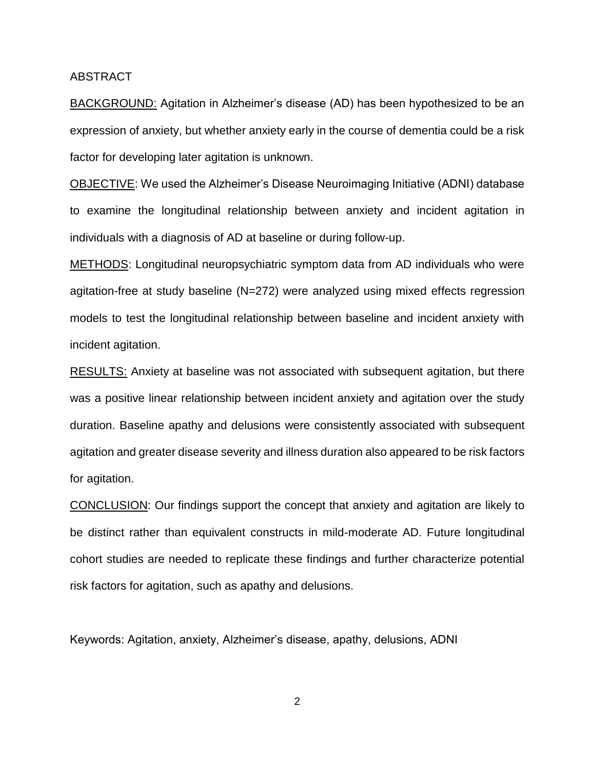ABSTRACT

BACKGROUND: Agitation in Alzheimer's disease (AD) has been hypothesized to be an expression of anxiety, but whether anxiety early in the course of dementia could be a risk factor for developing later agitation is unknown.

OBJECTIVE: We used the Alzheimer's Disease Neuroimaging Initiative (ADNI) database to examine the longitudinal relationship between anxiety and incident agitation in individuals with a diagnosis of AD at baseline or during follow-up.

METHODS: Longitudinal neuropsychiatric symptom data from AD individuals who were agitation-free at study baseline (N=272) were analyzed using mixed effects regression models to test the longitudinal relationship between baseline and incident anxiety with incident agitation.

RESULTS: Anxiety at baseline was not associated with subsequent agitation, but there was a positive linear relationship between incident anxiety and agitation over the study duration. Baseline apathy and delusions were consistently associated with subsequent agitation and greater disease severity and illness duration also appeared to be risk factors for agitation.

CONCLUSION: Our findings support the concept that anxiety and agitation are likely to be distinct rather than equivalent constructs in mild-moderate AD. Future longitudinal cohort studies are needed to replicate these findings and further characterize potential risk factors for agitation, such as apathy and delusions.

Keywords: Agitation, anxiety, Alzheimer's disease, apathy, delusions, ADNI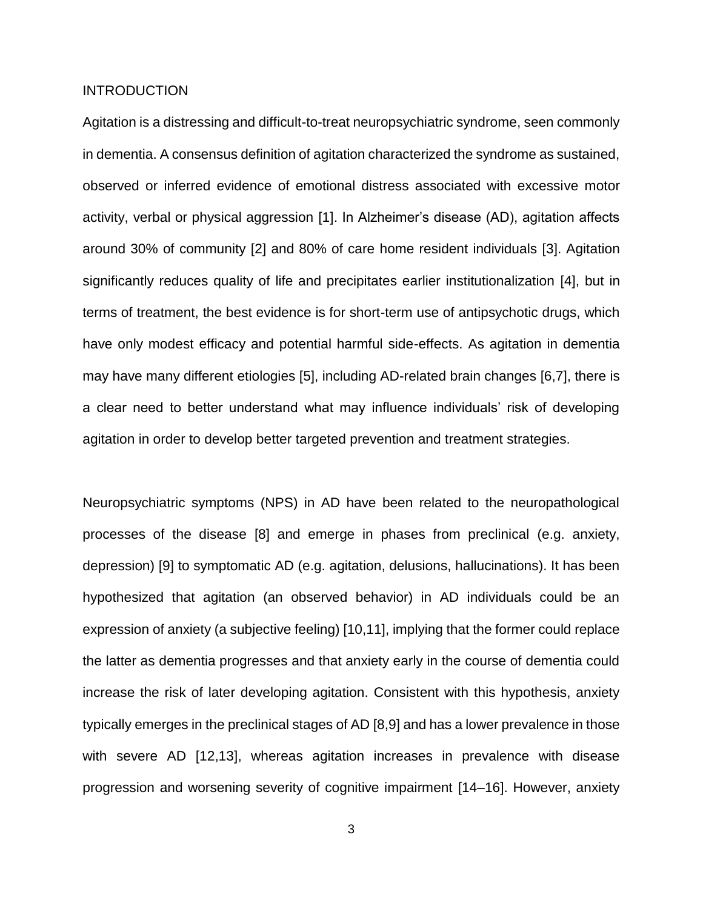## INTRODUCTION

Agitation is a distressing and difficult-to-treat neuropsychiatric syndrome, seen commonly in dementia. A consensus definition of agitation characterized the syndrome as sustained, observed or inferred evidence of emotional distress associated with excessive motor activity, verbal or physical aggression [1]. In Alzheimer's disease (AD), agitation affects around 30% of community [2] and 80% of care home resident individuals [3]. Agitation significantly reduces quality of life and precipitates earlier institutionalization [4], but in terms of treatment, the best evidence is for short-term use of antipsychotic drugs, which have only modest efficacy and potential harmful side-effects. As agitation in dementia may have many different etiologies [5], including AD-related brain changes [6,7], there is a clear need to better understand what may influence individuals' risk of developing agitation in order to develop better targeted prevention and treatment strategies.

Neuropsychiatric symptoms (NPS) in AD have been related to the neuropathological processes of the disease [8] and emerge in phases from preclinical (e.g. anxiety, depression) [9] to symptomatic AD (e.g. agitation, delusions, hallucinations). It has been hypothesized that agitation (an observed behavior) in AD individuals could be an expression of anxiety (a subjective feeling) [10,11], implying that the former could replace the latter as dementia progresses and that anxiety early in the course of dementia could increase the risk of later developing agitation. Consistent with this hypothesis, anxiety typically emerges in the preclinical stages of AD [8,9] and has a lower prevalence in those with severe AD [12,13], whereas agitation increases in prevalence with disease progression and worsening severity of cognitive impairment [14–16]. However, anxiety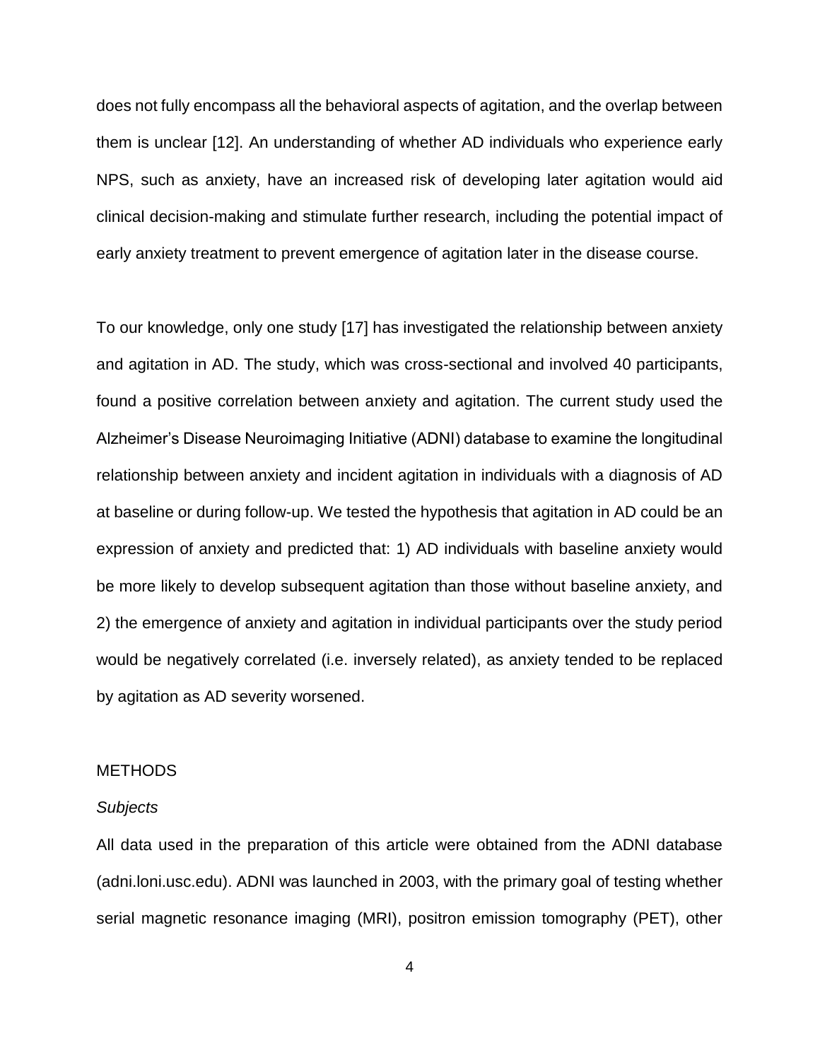does not fully encompass all the behavioral aspects of agitation, and the overlap between them is unclear [12]. An understanding of whether AD individuals who experience early NPS, such as anxiety, have an increased risk of developing later agitation would aid clinical decision-making and stimulate further research, including the potential impact of early anxiety treatment to prevent emergence of agitation later in the disease course.

To our knowledge, only one study [17] has investigated the relationship between anxiety and agitation in AD. The study, which was cross-sectional and involved 40 participants, found a positive correlation between anxiety and agitation. The current study used the Alzheimer's Disease Neuroimaging Initiative (ADNI) database to examine the longitudinal relationship between anxiety and incident agitation in individuals with a diagnosis of AD at baseline or during follow-up. We tested the hypothesis that agitation in AD could be an expression of anxiety and predicted that: 1) AD individuals with baseline anxiety would be more likely to develop subsequent agitation than those without baseline anxiety, and 2) the emergence of anxiety and agitation in individual participants over the study period would be negatively correlated (i.e. inversely related), as anxiety tended to be replaced by agitation as AD severity worsened.

## METHODS

### *Subjects*

All data used in the preparation of this article were obtained from the ADNI database (adni.loni.usc.edu). ADNI was launched in 2003, with the primary goal of testing whether serial magnetic resonance imaging (MRI), positron emission tomography (PET), other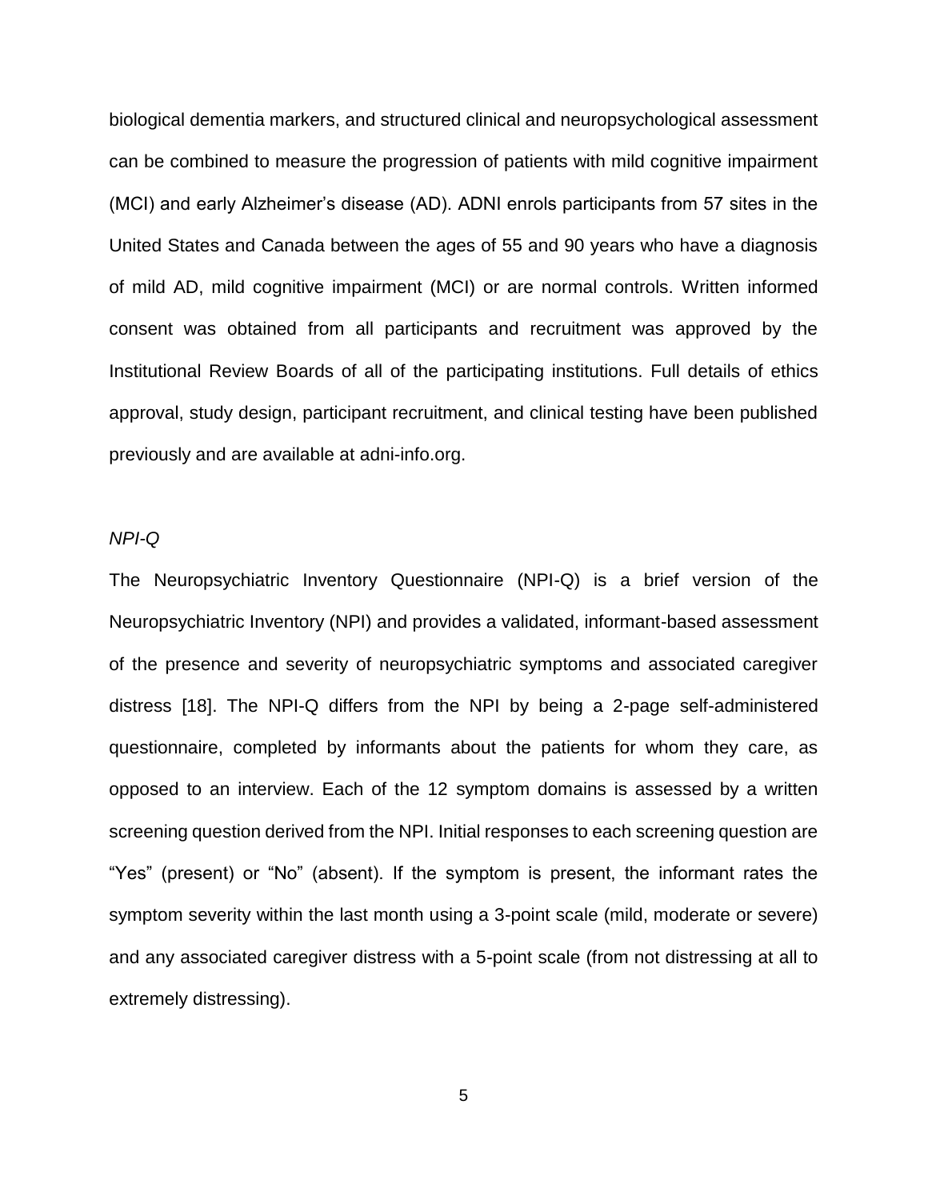biological dementia markers, and structured clinical and neuropsychological assessment can be combined to measure the progression of patients with mild cognitive impairment (MCI) and early Alzheimer's disease (AD). ADNI enrols participants from 57 sites in the United States and Canada between the ages of 55 and 90 years who have a diagnosis of mild AD, mild cognitive impairment (MCI) or are normal controls. Written informed consent was obtained from all participants and recruitment was approved by the Institutional Review Boards of all of the participating institutions. Full details of ethics approval, study design, participant recruitment, and clinical testing have been published previously and are available at adni-info.org.

*NPI-Q*

The Neuropsychiatric Inventory Questionnaire (NPI-Q) is a brief version of the Neuropsychiatric Inventory (NPI) and provides a validated, informant-based assessment of the presence and severity of neuropsychiatric symptoms and associated caregiver distress [18]. The NPI-Q differs from the NPI by being a 2-page self-administered questionnaire, completed by informants about the patients for whom they care, as opposed to an interview. Each of the 12 symptom domains is assessed by a written screening question derived from the NPI. Initial responses to each screening question are "Yes" (present) or "No" (absent). If the symptom is present, the informant rates the symptom severity within the last month using a 3-point scale (mild, moderate or severe) and any associated caregiver distress with a 5-point scale (from not distressing at all to extremely distressing).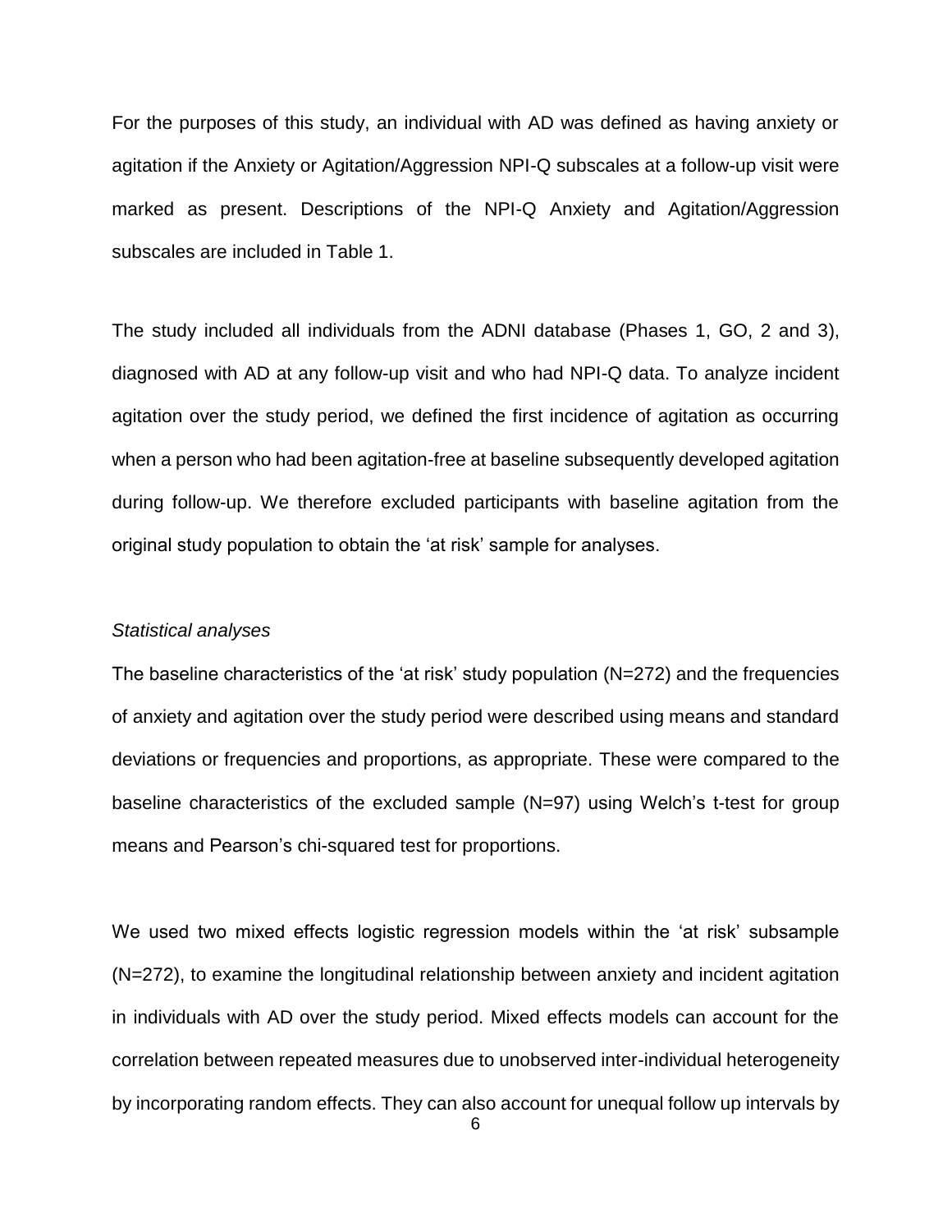For the purposes of this study, an individual with AD was defined as having anxiety or agitation if the Anxiety or Agitation/Aggression NPI-Q subscales at a follow-up visit were marked as present. Descriptions of the NPI-Q Anxiety and Agitation/Aggression subscales are included in Table 1.

The study included all individuals from the ADNI database (Phases 1, GO, 2 and 3), diagnosed with AD at any follow-up visit and who had NPI-Q data. To analyze incident agitation over the study period, we defined the first incidence of agitation as occurring when a person who had been agitation-free at baseline subsequently developed agitation during follow-up. We therefore excluded participants with baseline agitation from the original study population to obtain the 'at risk' sample for analyses.

*Statistical analyses*

The baseline characteristics of the 'at risk' study population (N=272) and the frequencies of anxiety and agitation over the study period were described using means and standard deviations or frequencies and proportions, as appropriate. These were compared to the baseline characteristics of the excluded sample (N=97) using Welch's t-test for group means and Pearson's chi-squared test for proportions.

We used two mixed effects logistic regression models within the 'at risk' subsample (N=272), to examine the longitudinal relationship between anxiety and incident agitation in individuals with AD over the study period. Mixed effects models can account for the correlation between repeated measures due to unobserved inter-individual heterogeneity by incorporating random effects. They can also account for unequal follow up intervals by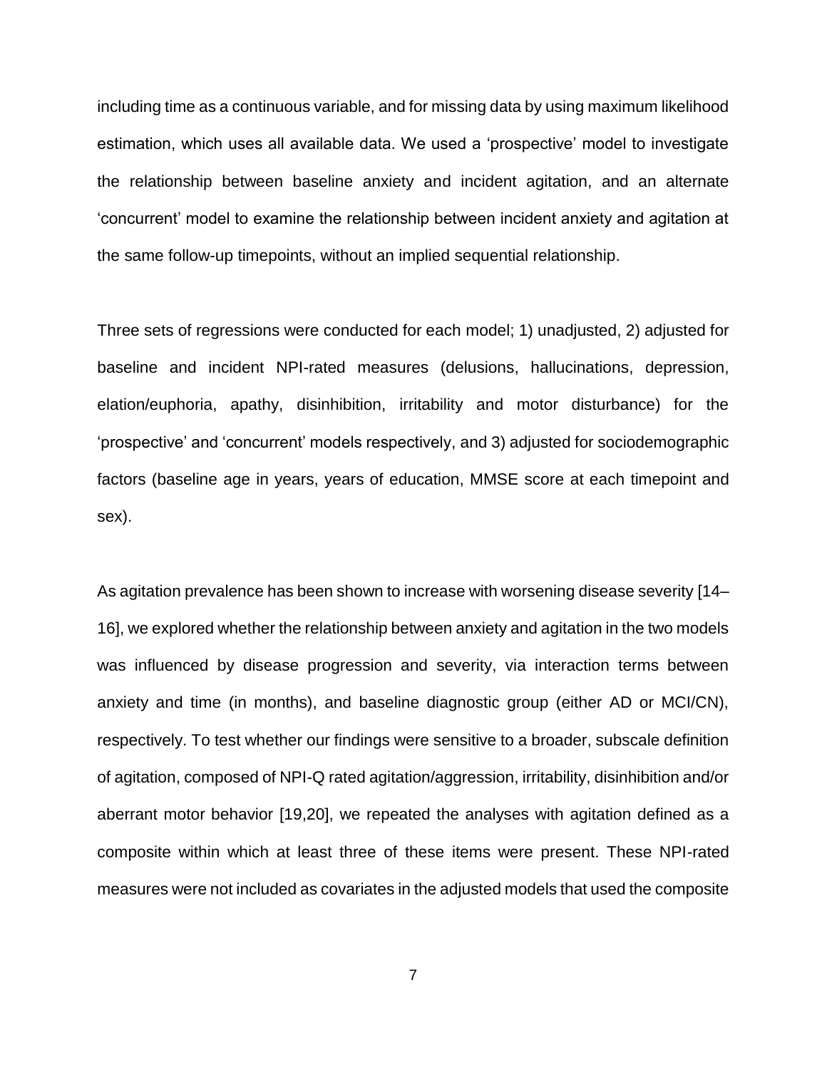including time as a continuous variable, and for missing data by using maximum likelihood estimation, which uses all available data. We used a 'prospective' model to investigate the relationship between baseline anxiety and incident agitation, and an alternate 'concurrent' model to examine the relationship between incident anxiety and agitation at the same follow-up timepoints, without an implied sequential relationship.

Three sets of regressions were conducted for each model; 1) unadjusted, 2) adjusted for baseline and incident NPI-rated measures (delusions, hallucinations, depression, elation/euphoria, apathy, disinhibition, irritability and motor disturbance) for the 'prospective' and 'concurrent' models respectively, and 3) adjusted for sociodemographic factors (baseline age in years, years of education, MMSE score at each timepoint and sex).

As agitation prevalence has been shown to increase with worsening disease severity [14–16], we explored whether the relationship between anxiety and agitation in the two models was influenced by disease progression and severity, via interaction terms between anxiety and time (in months), and baseline diagnostic group (either AD or MCI/CN), respectively. To test whether our findings were sensitive to a broader, subscale definition of agitation, composed of NPI-Q rated agitation/aggression, irritability, disinhibition and/or aberrant motor behavior [19,20], we repeated the analyses with agitation defined as a composite within which at least three of these items were present. These NPI-rated measures were not included as covariates in the adjusted models that used the composite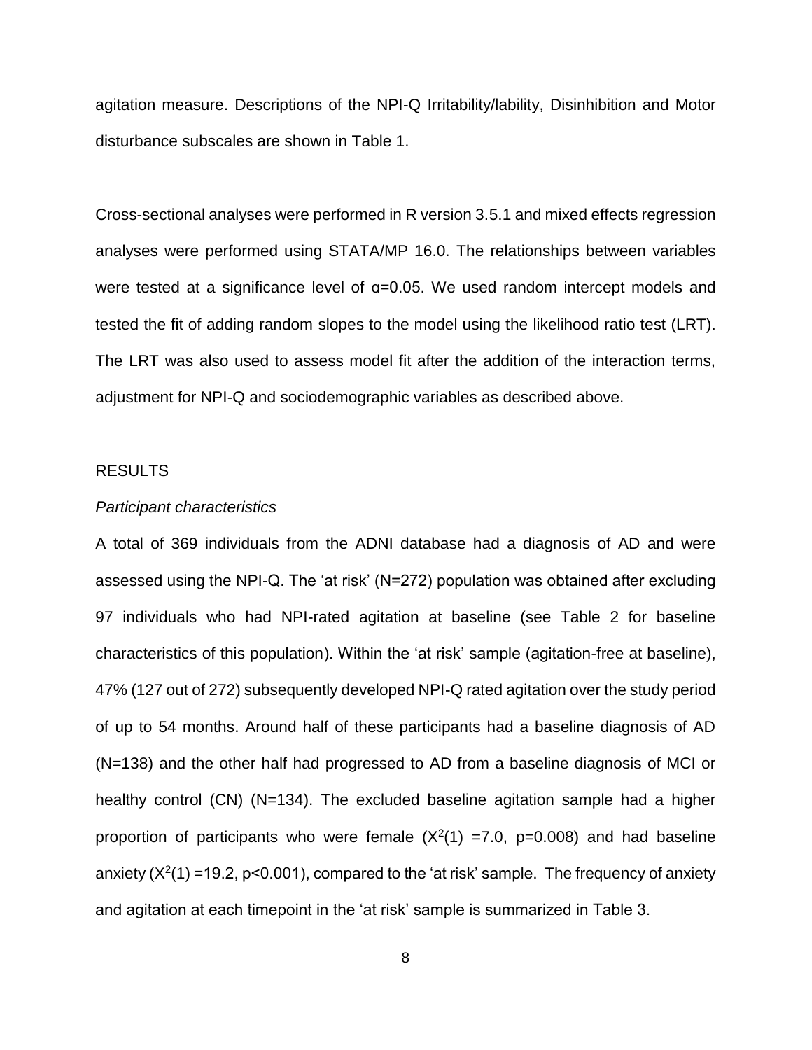agitation measure. Descriptions of the NPI-Q Irritability/lability, Disinhibition and Motor disturbance subscales are shown in Table 1.

Cross-sectional analyses were performed in R version 3.5.1 and mixed effects regression analyses were performed using STATA/MP 16.0. The relationships between variables were tested at a significance level of $\alpha$=0.05. We used random intercept models and tested the fit of adding random slopes to the model using the likelihood ratio test (LRT). The LRT was also used to assess model fit after the addition of the interaction terms, adjustment for NPI-Q and sociodemographic variables as described above.

## RESULTS

### *Participant characteristics*

A total of 369 individuals from the ADNI database had a diagnosis of AD and were assessed using the NPI-Q. The 'at risk' (N=272) population was obtained after excluding 97 individuals who had NPI-rated agitation at baseline (see Table 2 for baseline characteristics of this population). Within the 'at risk' sample (agitation-free at baseline), 47% (127 out of 272) subsequently developed NPI-Q rated agitation over the study period of up to 54 months. Around half of these participants had a baseline diagnosis of AD (N=138) and the other half had progressed to AD from a baseline diagnosis of MCI or healthy control (CN) (N=134). The excluded baseline agitation sample had a higher proportion of participants who were female ($X^2(1)$ =7.0, p=0.008) and had baseline anxiety ($X^2(1)$ =19.2, p<0.001), compared to the 'at risk' sample. The frequency of anxiety and agitation at each timepoint in the 'at risk' sample is summarized in Table 3.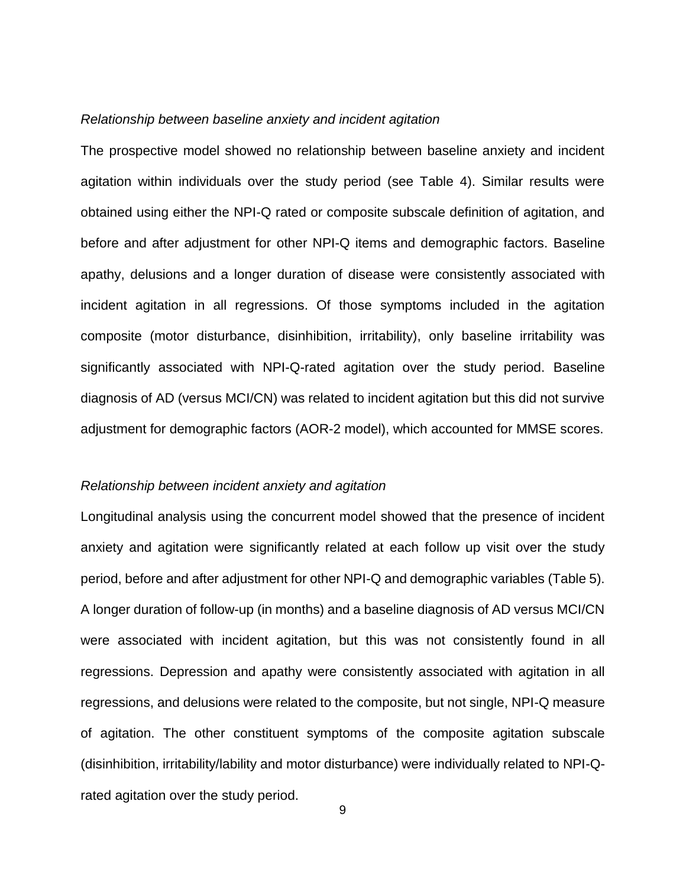*Relationship between baseline anxiety and incident agitation*

The prospective model showed no relationship between baseline anxiety and incident agitation within individuals over the study period (see Table 4). Similar results were obtained using either the NPI-Q rated or composite subscale definition of agitation, and before and after adjustment for other NPI-Q items and demographic factors. Baseline apathy, delusions and a longer duration of disease were consistently associated with incident agitation in all regressions. Of those symptoms included in the agitation composite (motor disturbance, disinhibition, irritability), only baseline irritability was significantly associated with NPI-Q-rated agitation over the study period. Baseline diagnosis of AD (versus MCI/CN) was related to incident agitation but this did not survive adjustment for demographic factors (AOR-2 model), which accounted for MMSE scores.

*Relationship between incident anxiety and agitation*

Longitudinal analysis using the concurrent model showed that the presence of incident anxiety and agitation were significantly related at each follow up visit over the study period, before and after adjustment for other NPI-Q and demographic variables (Table 5). A longer duration of follow-up (in months) and a baseline diagnosis of AD versus MCI/CN were associated with incident agitation, but this was not consistently found in all regressions. Depression and apathy were consistently associated with agitation in all regressions, and delusions were related to the composite, but not single, NPI-Q measure of agitation. The other constituent symptoms of the composite agitation subscale (disinhibition, irritability/lability and motor disturbance) were individually related to NPI-Q-rated agitation over the study period.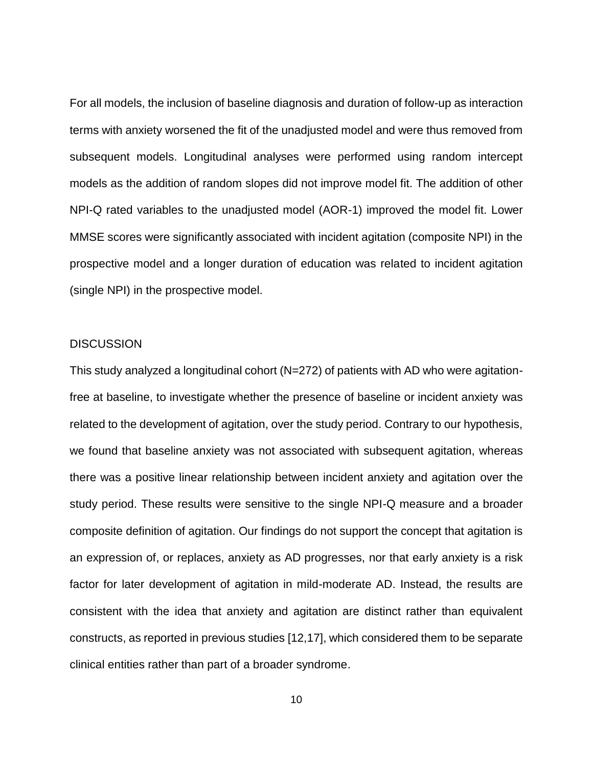For all models, the inclusion of baseline diagnosis and duration of follow-up as interaction terms with anxiety worsened the fit of the unadjusted model and were thus removed from subsequent models. Longitudinal analyses were performed using random intercept models as the addition of random slopes did not improve model fit. The addition of other NPI-Q rated variables to the unadjusted model (AOR-1) improved the model fit. Lower MMSE scores were significantly associated with incident agitation (composite NPI) in the prospective model and a longer duration of education was related to incident agitation (single NPI) in the prospective model.

## DISCUSSION

This study analyzed a longitudinal cohort (N=272) of patients with AD who were agitation-free at baseline, to investigate whether the presence of baseline or incident anxiety was related to the development of agitation, over the study period. Contrary to our hypothesis, we found that baseline anxiety was not associated with subsequent agitation, whereas there was a positive linear relationship between incident anxiety and agitation over the study period. These results were sensitive to the single NPI-Q measure and a broader composite definition of agitation. Our findings do not support the concept that agitation is an expression of, or replaces, anxiety as AD progresses, nor that early anxiety is a risk factor for later development of agitation in mild-moderate AD. Instead, the results are consistent with the idea that anxiety and agitation are distinct rather than equivalent constructs, as reported in previous studies [12,17], which considered them to be separate clinical entities rather than part of a broader syndrome.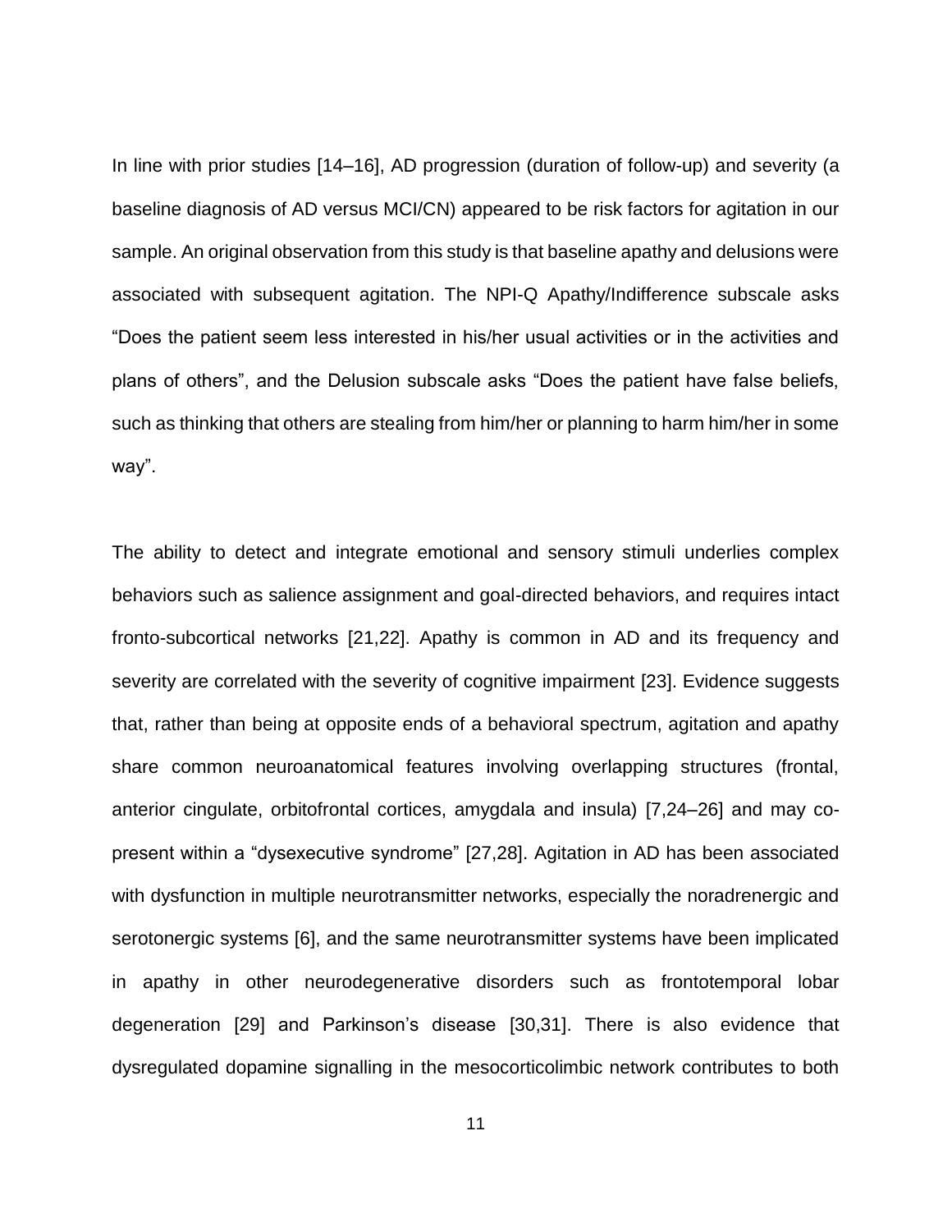In line with prior studies [14–16], AD progression (duration of follow-up) and severity (a baseline diagnosis of AD versus MCI/CN) appeared to be risk factors for agitation in our sample. An original observation from this study is that baseline apathy and delusions were associated with subsequent agitation. The NPI-Q Apathy/Indifference subscale asks "Does the patient seem less interested in his/her usual activities or in the activities and plans of others", and the Delusion subscale asks "Does the patient have false beliefs, such as thinking that others are stealing from him/her or planning to harm him/her in some way".

The ability to detect and integrate emotional and sensory stimuli underlies complex behaviors such as salience assignment and goal-directed behaviors, and requires intact fronto-subcortical networks [21,22]. Apathy is common in AD and its frequency and severity are correlated with the severity of cognitive impairment [23]. Evidence suggests that, rather than being at opposite ends of a behavioral spectrum, agitation and apathy share common neuroanatomical features involving overlapping structures (frontal, anterior cingulate, orbitofrontal cortices, amygdala and insula) [7,24–26] and may co-present within a "dysexecutive syndrome" [27,28]. Agitation in AD has been associated with dysfunction in multiple neurotransmitter networks, especially the noradrenergic and serotonergic systems [6], and the same neurotransmitter systems have been implicated in apathy in other neurodegenerative disorders such as frontotemporal lobar degeneration [29] and Parkinson's disease [30,31]. There is also evidence that dysregulated dopamine signalling in the mesocorticolimbic network contributes to both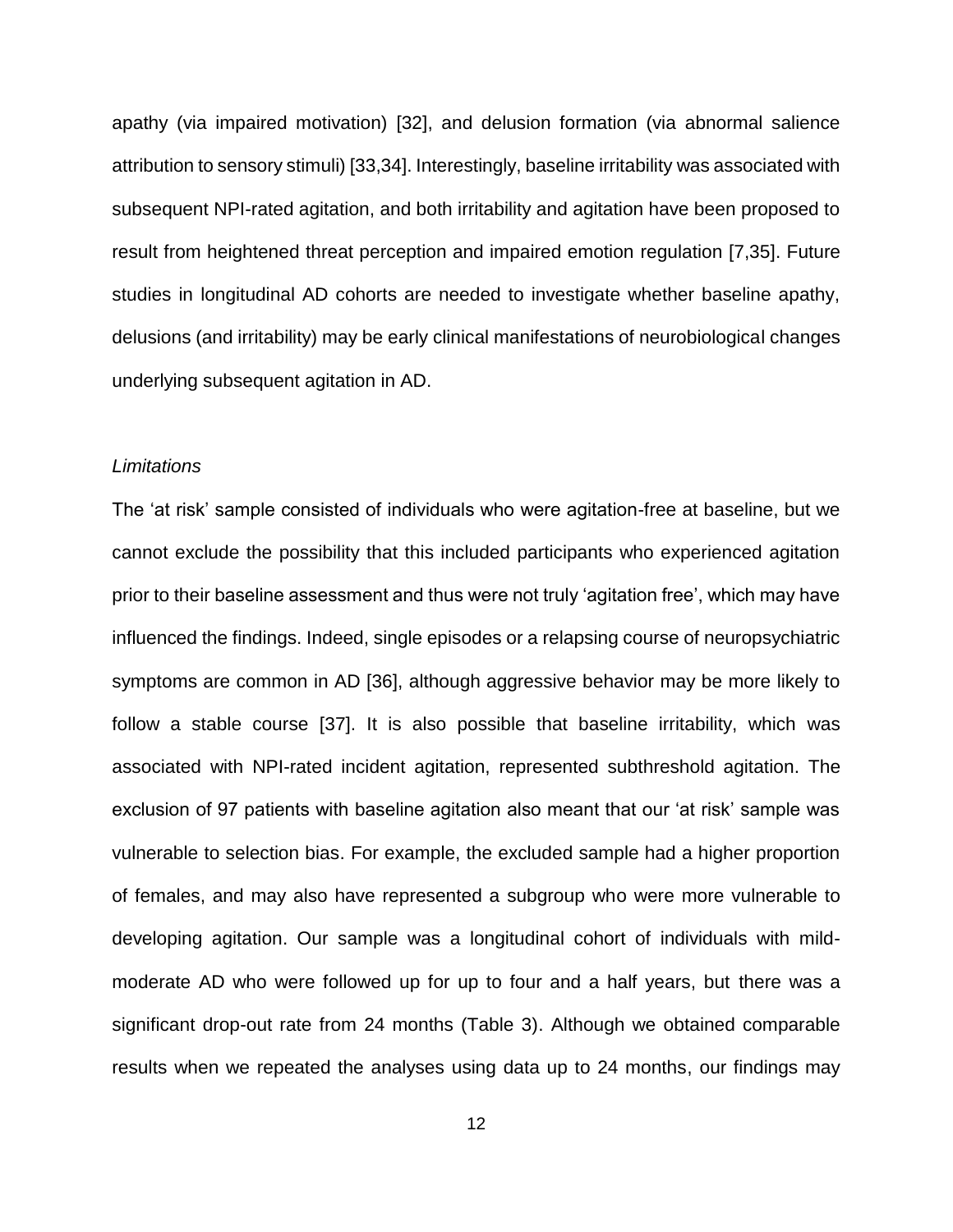apathy (via impaired motivation) [32], and delusion formation (via abnormal salience attribution to sensory stimuli) [33,34]. Interestingly, baseline irritability was associated with subsequent NPI-rated agitation, and both irritability and agitation have been proposed to result from heightened threat perception and impaired emotion regulation [7,35]. Future studies in longitudinal AD cohorts are needed to investigate whether baseline apathy, delusions (and irritability) may be early clinical manifestations of neurobiological changes underlying subsequent agitation in AD.

*Limitations*

The 'at risk' sample consisted of individuals who were agitation-free at baseline, but we cannot exclude the possibility that this included participants who experienced agitation prior to their baseline assessment and thus were not truly 'agitation free', which may have influenced the findings. Indeed, single episodes or a relapsing course of neuropsychiatric symptoms are common in AD [36], although aggressive behavior may be more likely to follow a stable course [37]. It is also possible that baseline irritability, which was associated with NPI-rated incident agitation, represented subthreshold agitation. The exclusion of 97 patients with baseline agitation also meant that our 'at risk' sample was vulnerable to selection bias. For example, the excluded sample had a higher proportion of females, and may also have represented a subgroup who were more vulnerable to developing agitation. Our sample was a longitudinal cohort of individuals with mild-moderate AD who were followed up for up to four and a half years, but there was a significant drop-out rate from 24 months (Table 3). Although we obtained comparable results when we repeated the analyses using data up to 24 months, our findings may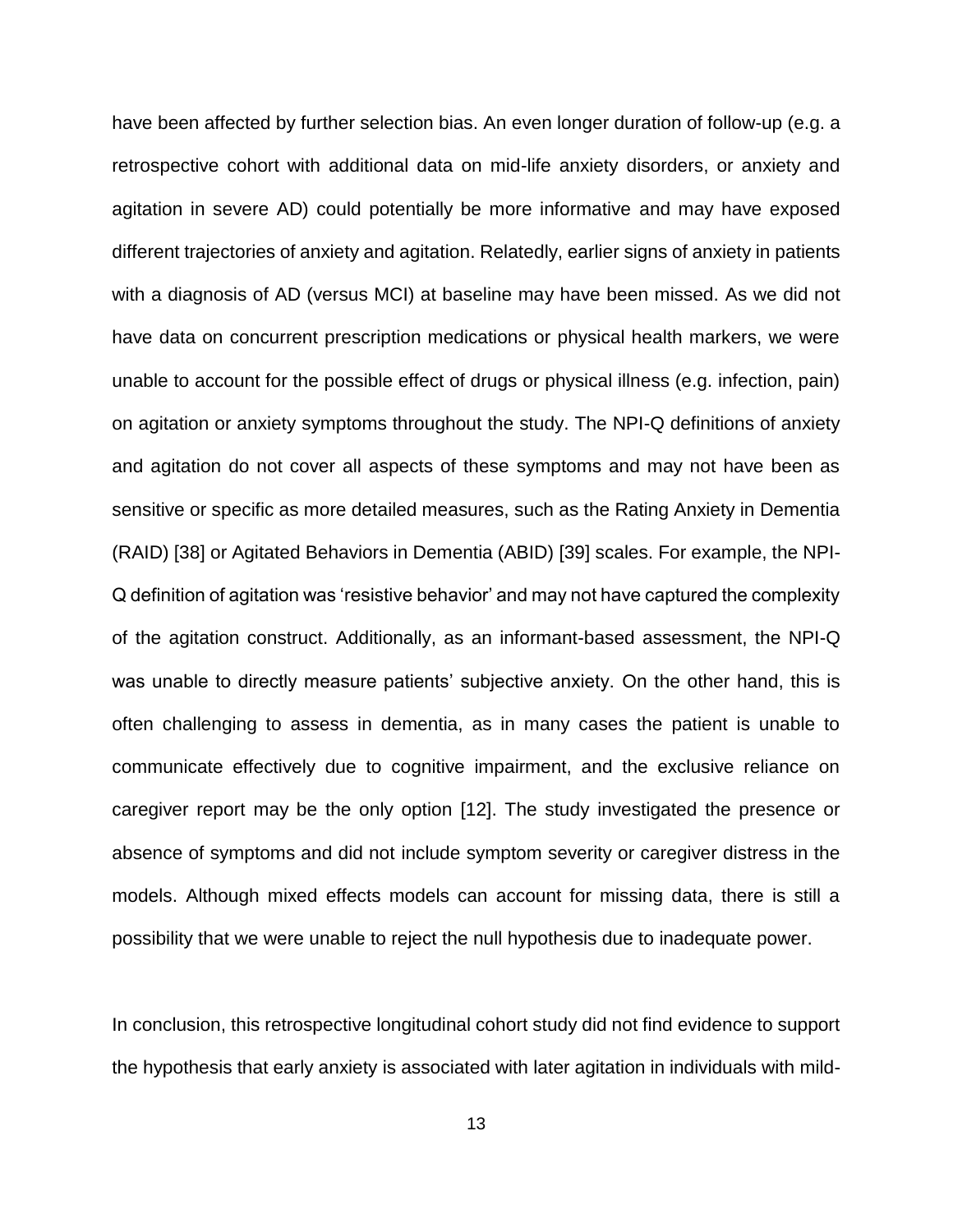have been affected by further selection bias. An even longer duration of follow-up (e.g. a retrospective cohort with additional data on mid-life anxiety disorders, or anxiety and agitation in severe AD) could potentially be more informative and may have exposed different trajectories of anxiety and agitation. Relatedly, earlier signs of anxiety in patients with a diagnosis of AD (versus MCI) at baseline may have been missed. As we did not have data on concurrent prescription medications or physical health markers, we were unable to account for the possible effect of drugs or physical illness (e.g. infection, pain) on agitation or anxiety symptoms throughout the study. The NPI-Q definitions of anxiety and agitation do not cover all aspects of these symptoms and may not have been as sensitive or specific as more detailed measures, such as the Rating Anxiety in Dementia (RAID) [38] or Agitated Behaviors in Dementia (ABID) [39] scales. For example, the NPI-Q definition of agitation was 'resistive behavior' and may not have captured the complexity of the agitation construct. Additionally, as an informant-based assessment, the NPI-Q was unable to directly measure patients' subjective anxiety. On the other hand, this is often challenging to assess in dementia, as in many cases the patient is unable to communicate effectively due to cognitive impairment, and the exclusive reliance on caregiver report may be the only option [12]. The study investigated the presence or absence of symptoms and did not include symptom severity or caregiver distress in the models. Although mixed effects models can account for missing data, there is still a possibility that we were unable to reject the null hypothesis due to inadequate power.

In conclusion, this retrospective longitudinal cohort study did not find evidence to support the hypothesis that early anxiety is associated with later agitation in individuals with mild-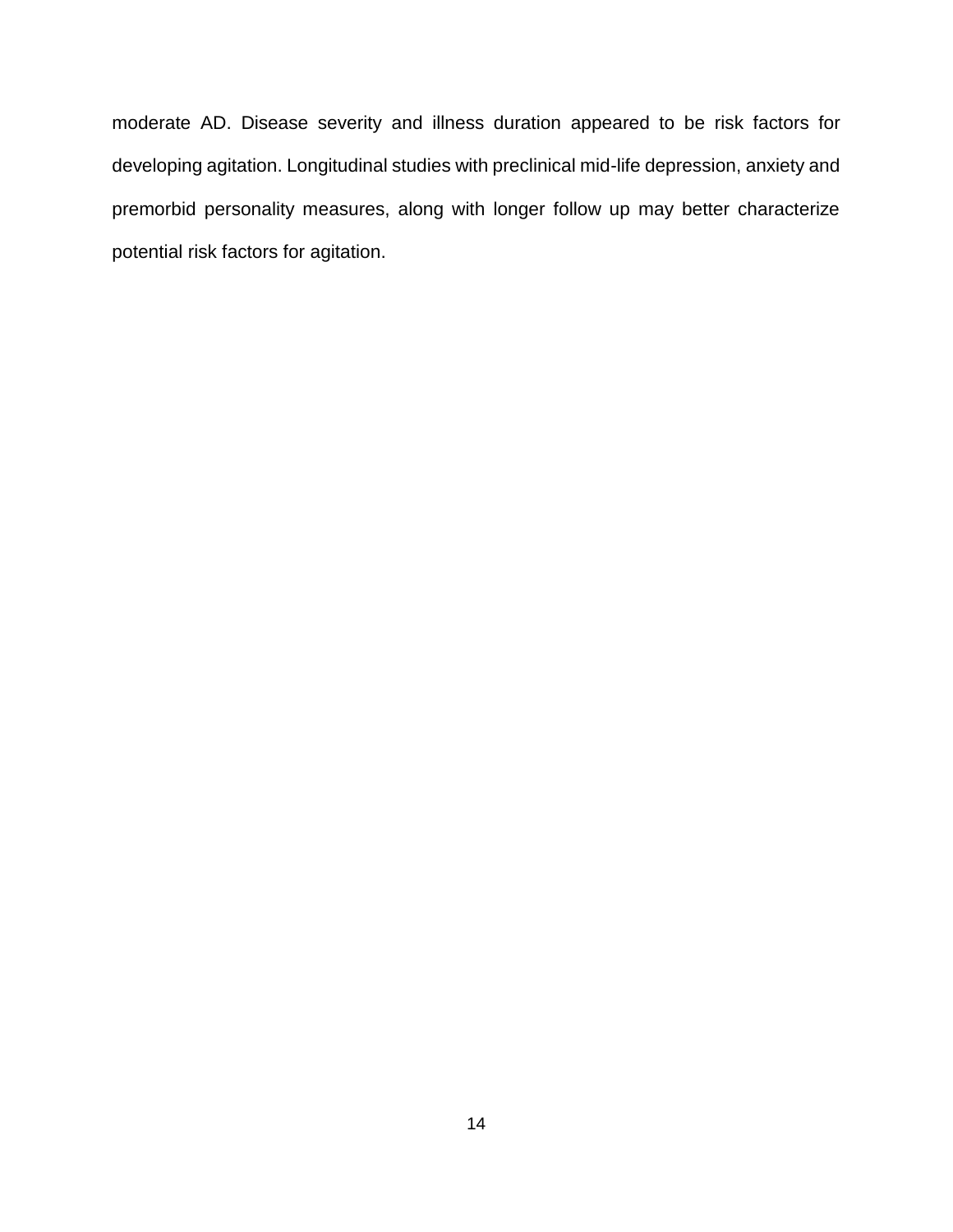moderate AD. Disease severity and illness duration appeared to be risk factors for developing agitation. Longitudinal studies with preclinical mid-life depression, anxiety and premorbid personality measures, along with longer follow up may better characterize potential risk factors for agitation.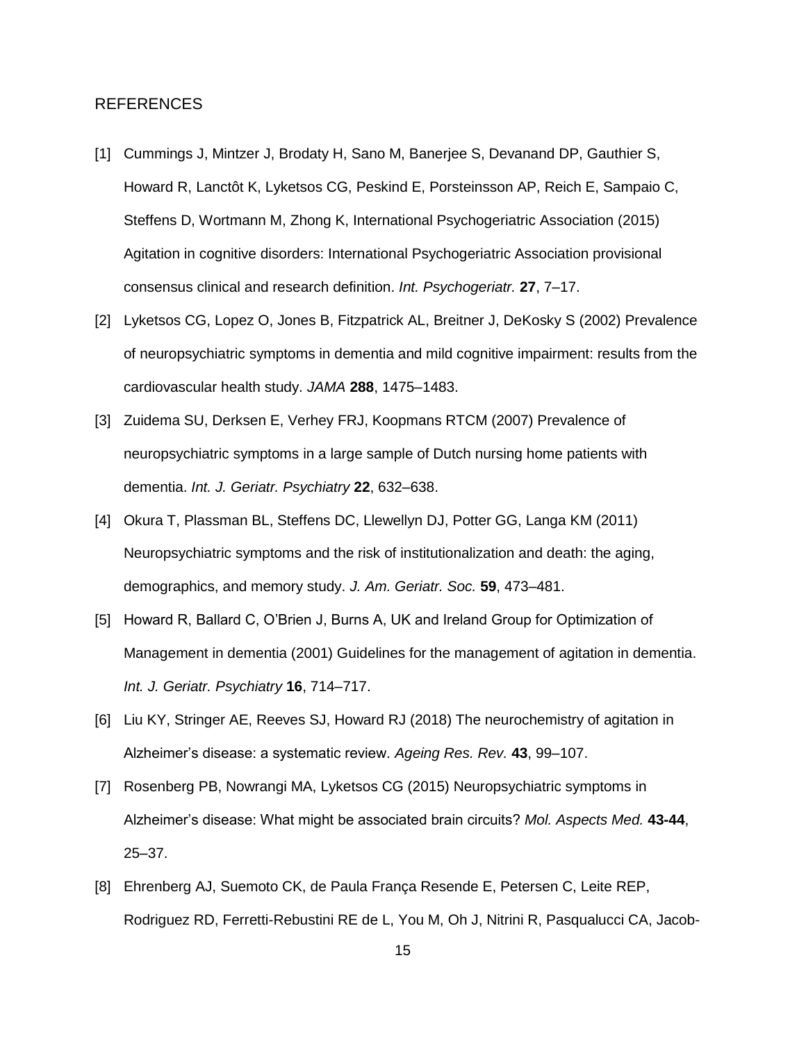## REFERENCES

[1] Cummings J, Mintzer J, Brodaty H, Sano M, Banerjee S, Devanand DP, Gauthier S, Howard R, Lanctôt K, Lyketsos CG, Peskind E, Porsteinsson AP, Reich E, Sampaio C, Steffens D, Wortmann M, Zhong K, International Psychogeriatric Association (2015) Agitation in cognitive disorders: International Psychogeriatric Association provisional consensus clinical and research definition. *Int. Psychogeriatr.* **27**, 7–17.

[2] Lyketsos CG, Lopez O, Jones B, Fitzpatrick AL, Breitner J, DeKosky S (2002) Prevalence of neuropsychiatric symptoms in dementia and mild cognitive impairment: results from the cardiovascular health study. *JAMA* **288**, 1475–1483.

[3] Zuidema SU, Derksen E, Verhey FRJ, Koopmans RTCM (2007) Prevalence of neuropsychiatric symptoms in a large sample of Dutch nursing home patients with dementia. *Int. J. Geriatr. Psychiatry* **22**, 632–638.

[4] Okura T, Plassman BL, Steffens DC, Llewellyn DJ, Potter GG, Langa KM (2011) Neuropsychiatric symptoms and the risk of institutionalization and death: the aging, demographics, and memory study. *J. Am. Geriatr. Soc.* **59**, 473–481.

[5] Howard R, Ballard C, O'Brien J, Burns A, UK and Ireland Group for Optimization of Management in dementia (2001) Guidelines for the management of agitation in dementia. *Int. J. Geriatr. Psychiatry* **16**, 714–717.

[6] Liu KY, Stringer AE, Reeves SJ, Howard RJ (2018) The neurochemistry of agitation in Alzheimer's disease: a systematic review. *Ageing Res. Rev.* **43**, 99–107.

[7] Rosenberg PB, Nowrangi MA, Lyketsos CG (2015) Neuropsychiatric symptoms in Alzheimer's disease: What might be associated brain circuits? *Mol. Aspects Med.* **43-44**, 25–37.

[8] Ehrenberg AJ, Suemoto CK, de Paula França Resende E, Petersen C, Leite REP, Rodriguez RD, Ferretti-Rebustini RE de L, You M, Oh J, Nitrini R, Pasqualucci CA, Jacob-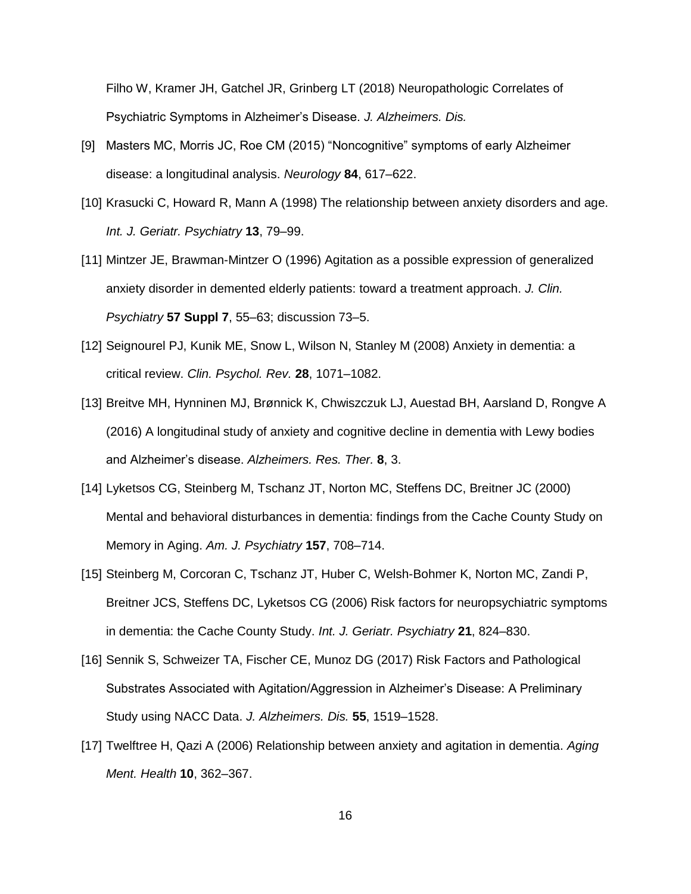Filho W, Kramer JH, Gatchel JR, Grinberg LT (2018) Neuropathologic Correlates of Psychiatric Symptoms in Alzheimer's Disease. *J. Alzheimers. Dis.*

[9] Masters MC, Morris JC, Roe CM (2015) "Noncognitive" symptoms of early Alzheimer disease: a longitudinal analysis. *Neurology* **84**, 617–622.

[10] Krasucki C, Howard R, Mann A (1998) The relationship between anxiety disorders and age. *Int. J. Geriatr. Psychiatry* **13**, 79–99.

[11] Mintzer JE, Brawman-Mintzer O (1996) Agitation as a possible expression of generalized anxiety disorder in demented elderly patients: toward a treatment approach. *J. Clin. Psychiatry* **57 Suppl 7**, 55–63; discussion 73–5.

[12] Seignourel PJ, Kunik ME, Snow L, Wilson N, Stanley M (2008) Anxiety in dementia: a critical review. *Clin. Psychol. Rev.* **28**, 1071–1082.

[13] Breitve MH, Hynninen MJ, Brønnick K, Chwiszczuk LJ, Auestad BH, Aarsland D, Rongve A (2016) A longitudinal study of anxiety and cognitive decline in dementia with Lewy bodies and Alzheimer's disease. *Alzheimers. Res. Ther.* **8**, 3.

[14] Lyketsos CG, Steinberg M, Tschanz JT, Norton MC, Steffens DC, Breitner JC (2000) Mental and behavioral disturbances in dementia: findings from the Cache County Study on Memory in Aging. *Am. J. Psychiatry* **157**, 708–714.

[15] Steinberg M, Corcoran C, Tschanz JT, Huber C, Welsh-Bohmer K, Norton MC, Zandi P, Breitner JCS, Steffens DC, Lyketsos CG (2006) Risk factors for neuropsychiatric symptoms in dementia: the Cache County Study. *Int. J. Geriatr. Psychiatry* **21**, 824–830.

[16] Sennik S, Schweizer TA, Fischer CE, Munoz DG (2017) Risk Factors and Pathological Substrates Associated with Agitation/Aggression in Alzheimer's Disease: A Preliminary Study using NACC Data. *J. Alzheimers. Dis.* **55**, 1519–1528.

[17] Twelftree H, Qazi A (2006) Relationship between anxiety and agitation in dementia. *Aging Ment. Health* **10**, 362–367.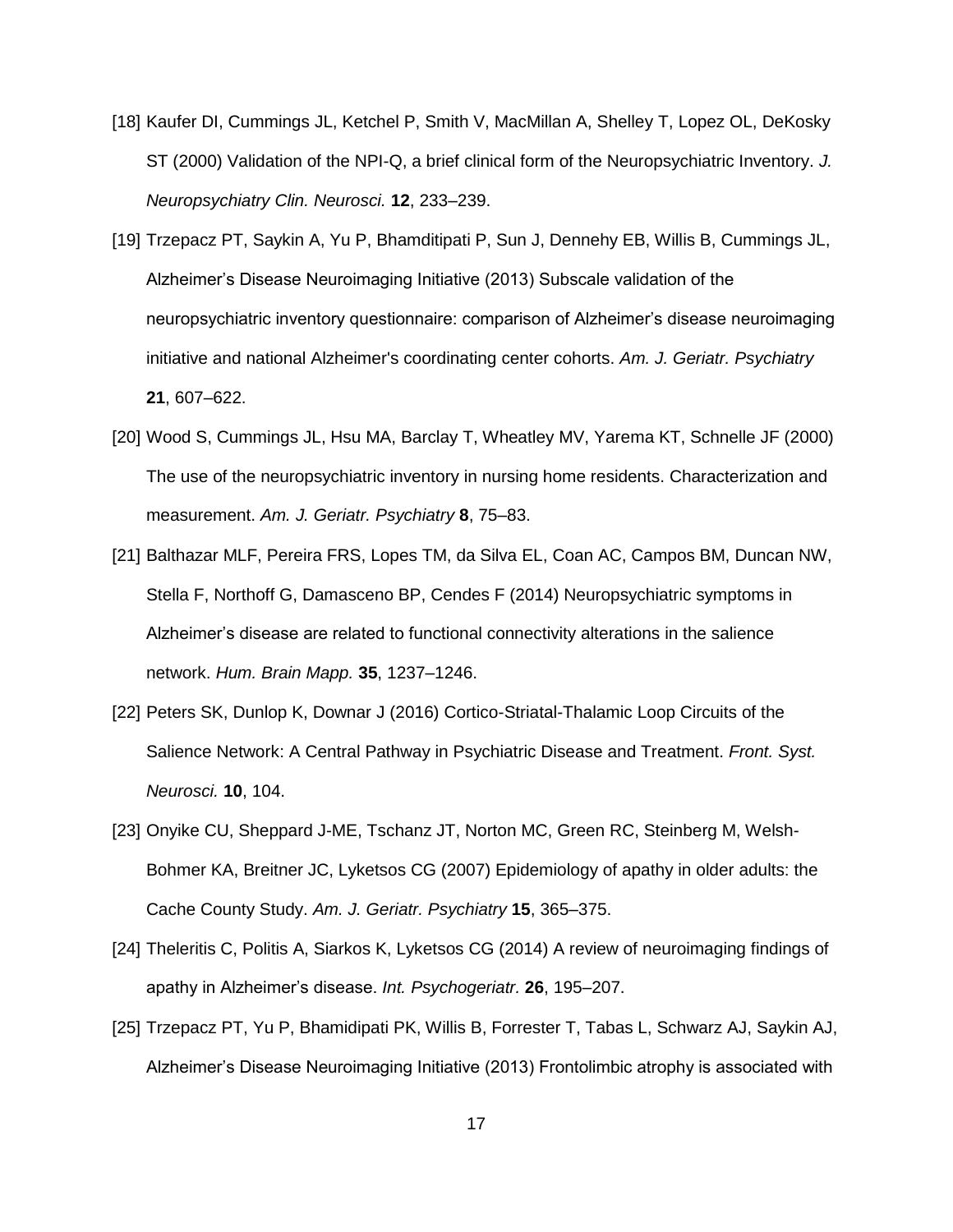[18] Kaufer DI, Cummings JL, Ketchel P, Smith V, MacMillan A, Shelley T, Lopez OL, DeKosky ST (2000) Validation of the NPI-Q, a brief clinical form of the Neuropsychiatric Inventory. *J. Neuropsychiatry Clin. Neurosci.* **12**, 233–239.

[19] Trzepacz PT, Saykin A, Yu P, Bhamditipati P, Sun J, Dennehy EB, Willis B, Cummings JL, Alzheimer's Disease Neuroimaging Initiative (2013) Subscale validation of the neuropsychiatric inventory questionnaire: comparison of Alzheimer's disease neuroimaging initiative and national Alzheimer's coordinating center cohorts. *Am. J. Geriatr. Psychiatry* **21**, 607–622.

[20] Wood S, Cummings JL, Hsu MA, Barclay T, Wheatley MV, Yarema KT, Schnelle JF (2000) The use of the neuropsychiatric inventory in nursing home residents. Characterization and measurement. *Am. J. Geriatr. Psychiatry* **8**, 75–83.

[21] Balthazar MLF, Pereira FRS, Lopes TM, da Silva EL, Coan AC, Campos BM, Duncan NW, Stella F, Northoff G, Damasceno BP, Cendes F (2014) Neuropsychiatric symptoms in Alzheimer's disease are related to functional connectivity alterations in the salience network. *Hum. Brain Mapp.* **35**, 1237–1246.

[22] Peters SK, Dunlop K, Downar J (2016) Cortico-Striatal-Thalamic Loop Circuits of the Salience Network: A Central Pathway in Psychiatric Disease and Treatment. *Front. Syst. Neurosci.* **10**, 104.

[23] Onyike CU, Sheppard J-ME, Tschanz JT, Norton MC, Green RC, Steinberg M, Welsh-Bohmer KA, Breitner JC, Lyketsos CG (2007) Epidemiology of apathy in older adults: the Cache County Study. *Am. J. Geriatr. Psychiatry* **15**, 365–375.

[24] Theleritis C, Politis A, Siarkos K, Lyketsos CG (2014) A review of neuroimaging findings of apathy in Alzheimer's disease. *Int. Psychogeriatr.* **26**, 195–207.

[25] Trzepacz PT, Yu P, Bhamidipati PK, Willis B, Forrester T, Tabas L, Schwarz AJ, Saykin AJ, Alzheimer's Disease Neuroimaging Initiative (2013) Frontolimbic atrophy is associated with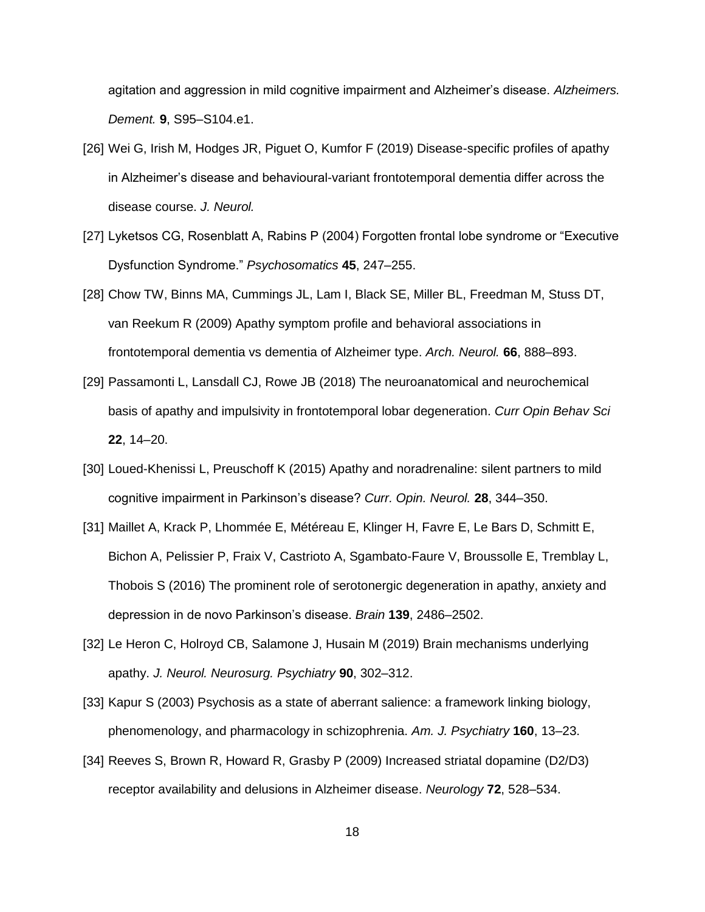agitation and aggression in mild cognitive impairment and Alzheimer's disease. *Alzheimers. Dement.* **9**, S95–S104.e1.

[26] Wei G, Irish M, Hodges JR, Piguet O, Kumfor F (2019) Disease-specific profiles of apathy in Alzheimer's disease and behavioural-variant frontotemporal dementia differ across the disease course. *J. Neurol.*

[27] Lyketsos CG, Rosenblatt A, Rabins P (2004) Forgotten frontal lobe syndrome or "Executive Dysfunction Syndrome." *Psychosomatics* **45**, 247–255.

[28] Chow TW, Binns MA, Cummings JL, Lam I, Black SE, Miller BL, Freedman M, Stuss DT, van Reekum R (2009) Apathy symptom profile and behavioral associations in frontotemporal dementia vs dementia of Alzheimer type. *Arch. Neurol.* **66**, 888–893.

[29] Passamonti L, Lansdall CJ, Rowe JB (2018) The neuroanatomical and neurochemical basis of apathy and impulsivity in frontotemporal lobar degeneration. *Curr Opin Behav Sci* **22**, 14–20.

[30] Loued-Khenissi L, Preuschoff K (2015) Apathy and noradrenaline: silent partners to mild cognitive impairment in Parkinson's disease? *Curr. Opin. Neurol.* **28**, 344–350.

[31] Maillet A, Krack P, Lhommée E, Météreau E, Klinger H, Favre E, Le Bars D, Schmitt E, Bichon A, Pelissier P, Fraix V, Castrioto A, Sgambato-Faure V, Broussolle E, Tremblay L, Thobois S (2016) The prominent role of serotonergic degeneration in apathy, anxiety and depression in de novo Parkinson's disease. *Brain* **139**, 2486–2502.

[32] Le Heron C, Holroyd CB, Salamone J, Husain M (2019) Brain mechanisms underlying apathy. *J. Neurol. Neurosurg. Psychiatry* **90**, 302–312.

[33] Kapur S (2003) Psychosis as a state of aberrant salience: a framework linking biology, phenomenology, and pharmacology in schizophrenia. *Am. J. Psychiatry* **160**, 13–23.

[34] Reeves S, Brown R, Howard R, Grasby P (2009) Increased striatal dopamine (D2/D3) receptor availability and delusions in Alzheimer disease. *Neurology* **72**, 528–534.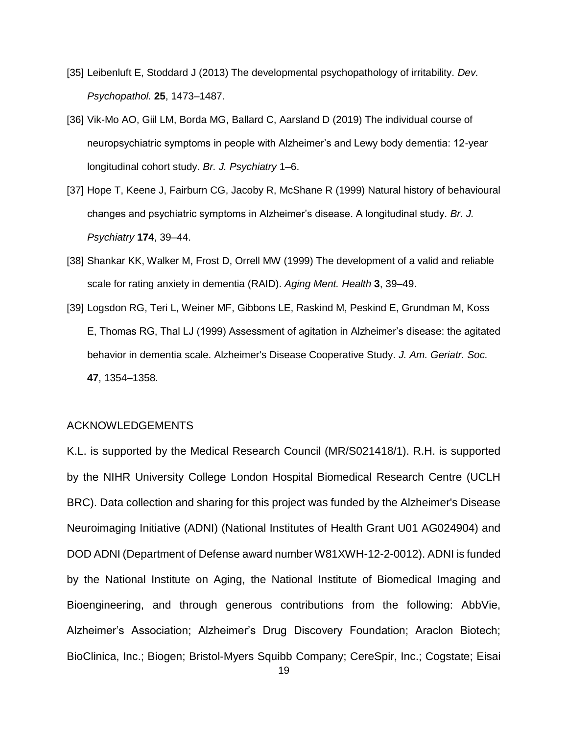[35] Leibenluft E, Stoddard J (2013) The developmental psychopathology of irritability. *Dev. Psychopathol.* **25**, 1473–1487.

[36] Vik-Mo AO, Giil LM, Borda MG, Ballard C, Aarsland D (2019) The individual course of neuropsychiatric symptoms in people with Alzheimer's and Lewy body dementia: 12-year longitudinal cohort study. *Br. J. Psychiatry* 1–6.

[37] Hope T, Keene J, Fairburn CG, Jacoby R, McShane R (1999) Natural history of behavioural changes and psychiatric symptoms in Alzheimer's disease. A longitudinal study. *Br. J. Psychiatry* **174**, 39–44.

[38] Shankar KK, Walker M, Frost D, Orrell MW (1999) The development of a valid and reliable scale for rating anxiety in dementia (RAID). *Aging Ment. Health* **3**, 39–49.

[39] Logsdon RG, Teri L, Weiner MF, Gibbons LE, Raskind M, Peskind E, Grundman M, Koss E, Thomas RG, Thal LJ (1999) Assessment of agitation in Alzheimer's disease: the agitated behavior in dementia scale. Alzheimer's Disease Cooperative Study. *J. Am. Geriatr. Soc.* **47**, 1354–1358.

## ACKNOWLEDGEMENTS

K.L. is supported by the Medical Research Council (MR/S021418/1). R.H. is supported by the NIHR University College London Hospital Biomedical Research Centre (UCLH BRC). Data collection and sharing for this project was funded by the Alzheimer's Disease Neuroimaging Initiative (ADNI) (National Institutes of Health Grant U01 AG024904) and DOD ADNI (Department of Defense award number W81XWH-12-2-0012). ADNI is funded by the National Institute on Aging, the National Institute of Biomedical Imaging and Bioengineering, and through generous contributions from the following: AbbVie, Alzheimer's Association; Alzheimer's Drug Discovery Foundation; Araclon Biotech; BioClinica, Inc.; Biogen; Bristol-Myers Squibb Company; CereSpir, Inc.; Cogstate; Eisai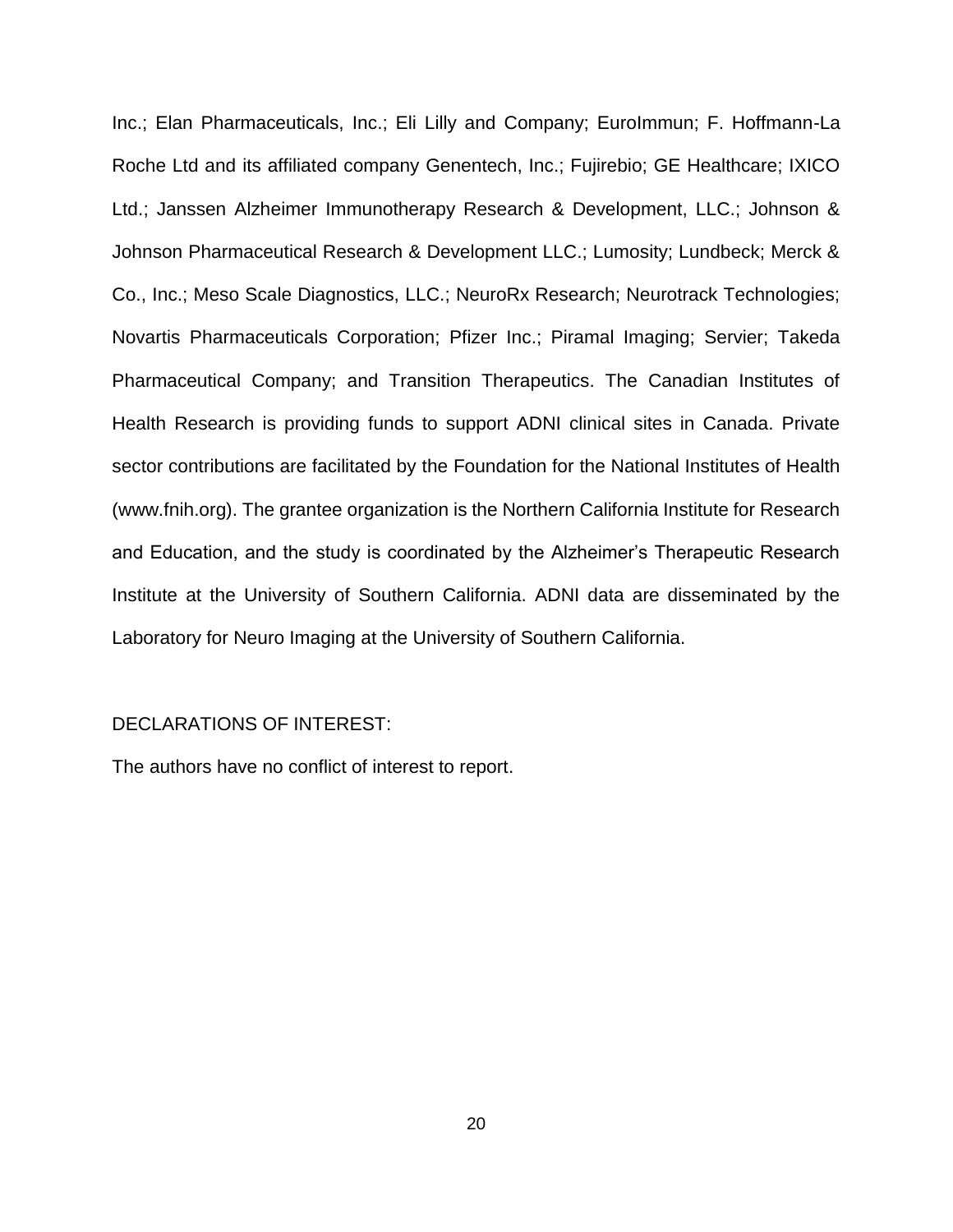Inc.; Elan Pharmaceuticals, Inc.; Eli Lilly and Company; EuroImmun; F. Hoffmann-La Roche Ltd and its affiliated company Genentech, Inc.; Fujirebio; GE Healthcare; IXICO Ltd.; Janssen Alzheimer Immunotherapy Research & Development, LLC.; Johnson & Johnson Pharmaceutical Research & Development LLC.; Lumosity; Lundbeck; Merck & Co., Inc.; Meso Scale Diagnostics, LLC.; NeuroRx Research; Neurotrack Technologies; Novartis Pharmaceuticals Corporation; Pfizer Inc.; Piramal Imaging; Servier; Takeda Pharmaceutical Company; and Transition Therapeutics. The Canadian Institutes of Health Research is providing funds to support ADNI clinical sites in Canada. Private sector contributions are facilitated by the Foundation for the National Institutes of Health (www.fnih.org). The grantee organization is the Northern California Institute for Research and Education, and the study is coordinated by the Alzheimer's Therapeutic Research Institute at the University of Southern California. ADNI data are disseminated by the Laboratory for Neuro Imaging at the University of Southern California.

DECLARATIONS OF INTEREST:

The authors have no conflict of interest to report.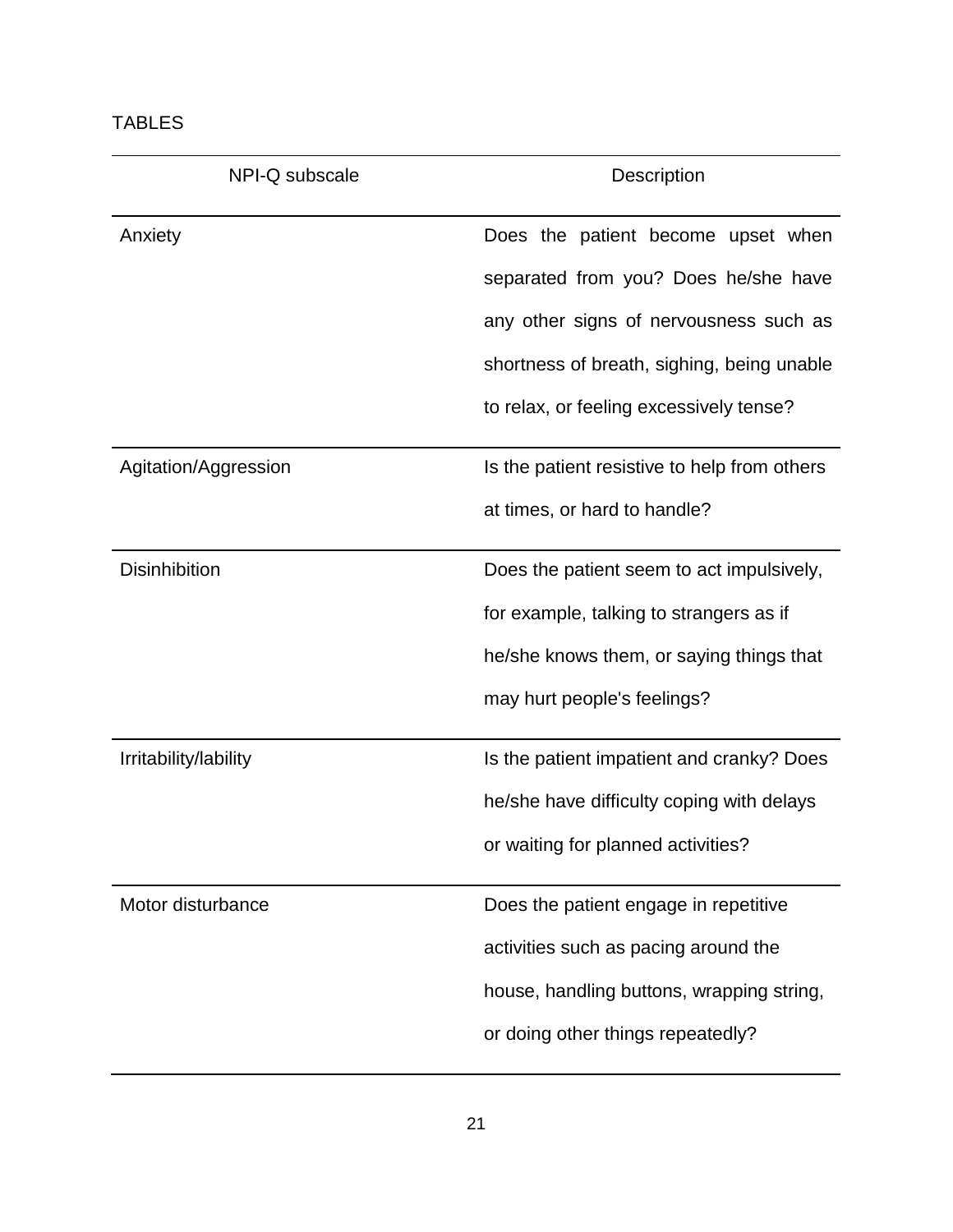TABLES

| NPI-Q subscale | Description |
|---|---|
| Anxiety | Does the patient become upset when separated from you? Does he/she have any other signs of nervousness such as shortness of breath, sighing, being unable to relax, or feeling excessively tense? |
| Agitation/Aggression | Is the patient resistive to help from others at times, or hard to handle? |
| Disinhibition | Does the patient seem to act impulsively, for example, talking to strangers as if he/she knows them, or saying things that may hurt people's feelings? |
| Irritability/lability | Is the patient impatient and cranky? Does he/she have difficulty coping with delays or waiting for planned activities? |
| Motor disturbance | Does the patient engage in repetitive activities such as pacing around the house, handling buttons, wrapping string, or doing other things repeatedly? |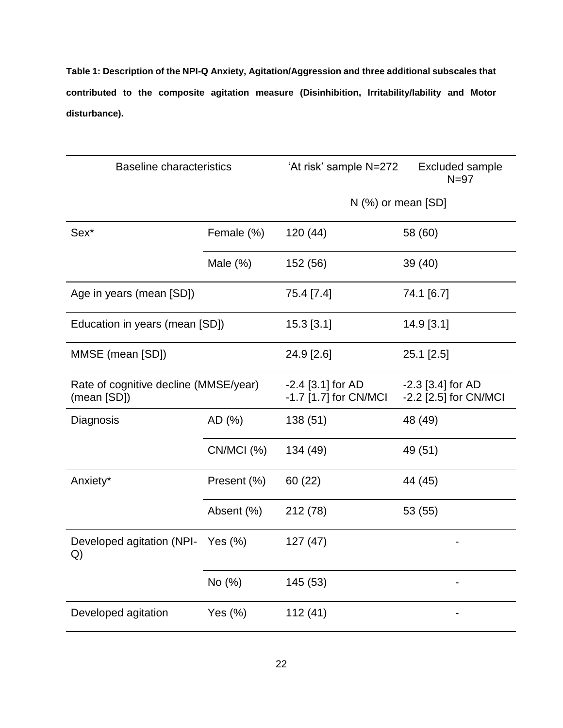**Table 1: Description of the NPI-Q Anxiety, Agitation/Aggression and three additional subscales that contributed to the composite agitation measure (Disinhibition, Irritability/lability and Motor disturbance).**

| Baseline characteristics | | 'At risk' sample N=272 | Excluded sample N=97 |
|---|---|---|---|
| | | N (%) or mean [SD] | |
| Sex* | Female (%) | 120 (44) | 58 (60) |
| | Male (%) | 152 (56) | 39 (40) |
| Age in years (mean [SD]) | | 75.4 [7.4] | 74.1 [6.7] |
| Education in years (mean [SD]) | | 15.3 [3.1] | 14.9 [3.1] |
| MMSE (mean [SD]) | | 24.9 [2.6] | 25.1 [2.5] |
| Rate of cognitive decline (MMSE/year) (mean [SD]) | | -2.4 [3.1] for AD<br>-1.7 [1.7] for CN/MCI | -2.3 [3.4] for AD<br>-2.2 [2.5] for CN/MCI |
| Diagnosis | AD (%) | 138 (51) | 48 (49) |
| | CN/MCI (%) | 134 (49) | 49 (51) |
| Anxiety* | Present (%) | 60 (22) | 44 (45) |
| | Absent (%) | 212 (78) | 53 (55) |
| Developed agitation (NPI-Q) | Yes (%) | 127 (47) | - |
| | No (%) | 145 (53) | - |
| Developed agitation | Yes (%) | 112 (41) | - |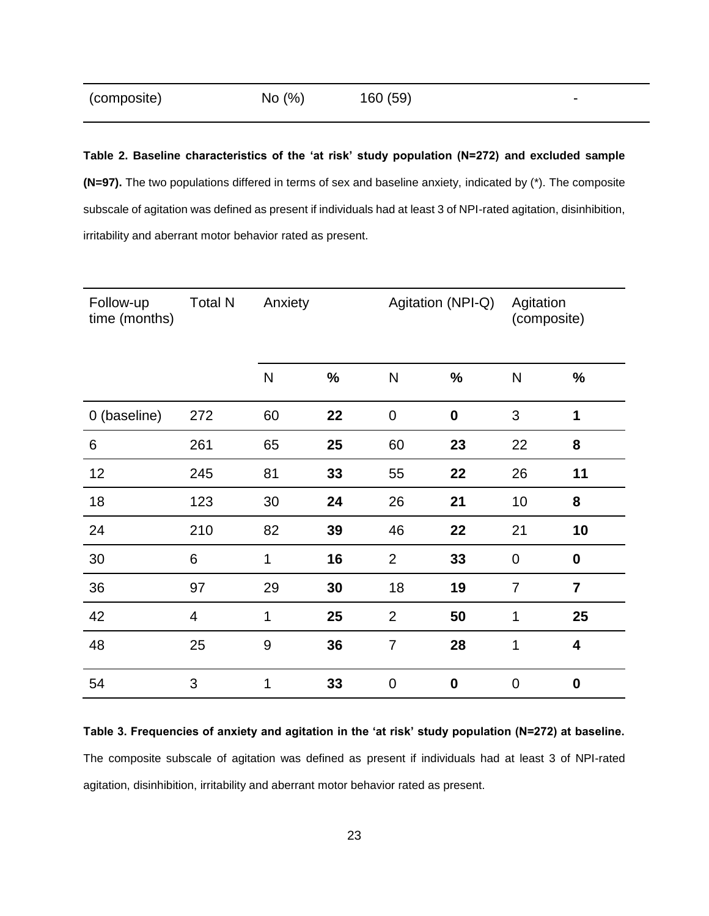| (composite) | No (%) | 160 (59) | - |
|---|---|---|---|

**Table 2. Baseline characteristics of the 'at risk' study population (N=272) and excluded sample (N=97).** The two populations differed in terms of sex and baseline anxiety, indicated by (*). The composite subscale of agitation was defined as present if individuals had at least 3 of NPI-rated agitation, disinhibition, irritability and aberrant motor behavior rated as present.

| Follow-up time (months) | Total N | Anxiety | | Agitation (NPI-Q) | | Agitation (composite) | |
|---|---|---|---|---|---|---|---|
| | | N | **%** | N | **%** | N | **%** |
| 0 (baseline) | 272 | 60 | **22** | 0 | **0** | 3 | **1** |
| 6 | 261 | 65 | **25** | 60 | **23** | 22 | **8** |
| 12 | 245 | 81 | **33** | 55 | **22** | 26 | **11** |
| 18 | 123 | 30 | **24** | 26 | **21** | 10 | **8** |
| 24 | 210 | 82 | **39** | 46 | **22** | 21 | **10** |
| 30 | 6 | 1 | **16** | 2 | **33** | 0 | **0** |
| 36 | 97 | 29 | **30** | 18 | **19** | 7 | **7** |
| 42 | 4 | 1 | **25** | 2 | **50** | 1 | **25** |
| 48 | 25 | 9 | **36** | 7 | **28** | 1 | **4** |
| 54 | 3 | 1 | **33** | 0 | **0** | 0 | **0** |

**Table 3. Frequencies of anxiety and agitation in the 'at risk' study population (N=272) at baseline.** The composite subscale of agitation was defined as present if individuals had at least 3 of NPI-rated agitation, disinhibition, irritability and aberrant motor behavior rated as present.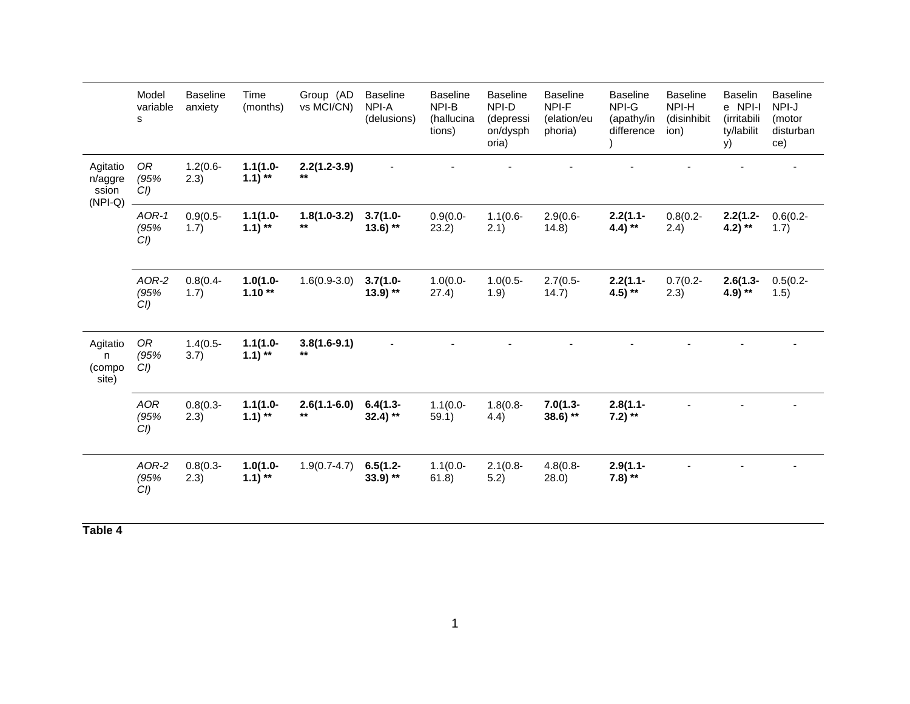| | Model variables | Baseline anxiety | Time (months) | Group (AD vs MCI/CN) | Baseline NPI-A (delusions) | Baseline NPI-B (hallucinations) | Baseline NPI-D (depression/dysphoria) | Baseline NPI-F (elation/euphoria) | Baseline NPI-G (apathy/indifference) | Baseline NPI-H (disinhibition) | Baseline NPI-I (irritability/lability) | Baseline NPI-J (motor disturbance) |
|---|---|---|---|---|---|---|---|---|---|---|---|---|
| Agitation/aggression (NPI-Q) | *OR (95% CI)* | 1.2(0.6-2.3) | **1.1(1.0-1.1) \*\*** | **2.2(1.2-3.9) \*\*** | - | - | - | - | - | - | - | - |
| | *AOR-1 (95% CI)* | 0.9(0.5-1.7) | **1.1(1.0-1.1) \*\*** | **1.8(1.0-3.2) \*\*** | **3.7(1.0-13.6) \*\*** | 0.9(0.0-23.2) | 1.1(0.6-2.1) | 2.9(0.6-14.8) | **2.2(1.1-4.4) \*\*** | 0.8(0.2-2.4) | **2.2(1.2-4.2) \*\*** | 0.6(0.2-1.7) |
| | *AOR-2 (95% CI)* | 0.8(0.4-1.7) | **1.0(1.0-1.10 \*\*** | 1.6(0.9-3.0) | **3.7(1.0-13.9) \*\*** | 1.0(0.0-27.4) | 1.0(0.5-1.9) | 2.7(0.5-14.7) | **2.2(1.1-4.5) \*\*** | 0.7(0.2-2.3) | **2.6(1.3-4.9) \*\*** | 0.5(0.2-1.5) |
| Agitation (composite) | *OR (95% CI)* | 1.4(0.5-3.7) | **1.1(1.0-1.1) \*\*** | **3.8(1.6-9.1) \*\*** | - | - | - | - | - | - | - | - |
| | *AOR (95% CI)* | 0.8(0.3-2.3) | **1.1(1.0-1.1) \*\*** | **2.6(1.1-6.0) \*\*** | **6.4(1.3-32.4) \*\*** | 1.1(0.0-59.1) | 1.8(0.8-4.4) | **7.0(1.3-38.6) \*\*** | **2.8(1.1-7.2) \*\*** | - | - | - |
| | *AOR-2 (95% CI)* | 0.8(0.3-2.3) | **1.0(1.0-1.1) \*\*** | 1.9(0.7-4.7) | **6.5(1.2-33.9) \*\*** | 1.1(0.0-61.8) | 2.1(0.8-5.2) | 4.8(0.8-28.0) | **2.9(1.1-7.8) \*\*** | - | - | - |

**Table 4**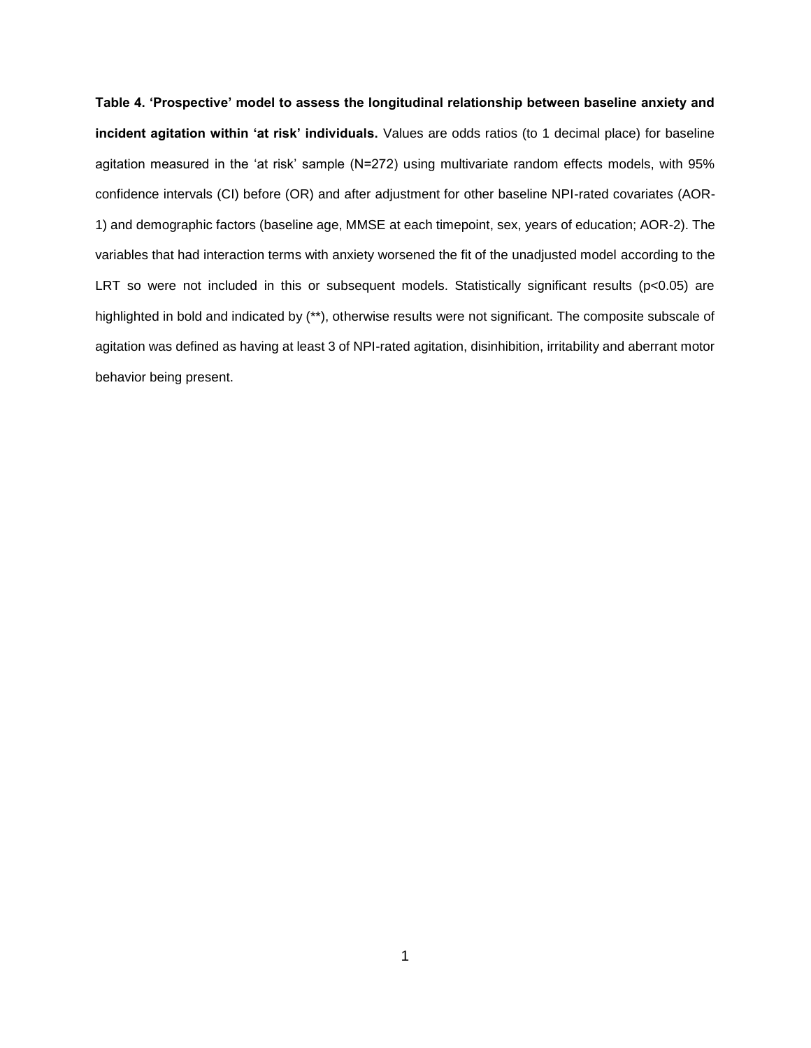**Table 4. 'Prospective' model to assess the longitudinal relationship between baseline anxiety and incident agitation within 'at risk' individuals.** Values are odds ratios (to 1 decimal place) for baseline agitation measured in the 'at risk' sample (N=272) using multivariate random effects models, with 95% confidence intervals (CI) before (OR) and after adjustment for other baseline NPI-rated covariates (AOR-1) and demographic factors (baseline age, MMSE at each timepoint, sex, years of education; AOR-2). The variables that had interaction terms with anxiety worsened the fit of the unadjusted model according to the LRT so were not included in this or subsequent models. Statistically significant results ($p<0.05$) are highlighted in bold and indicated by (**), otherwise results were not significant. The composite subscale of agitation was defined as having at least 3 of NPI-rated agitation, disinhibition, irritability and aberrant motor behavior being present.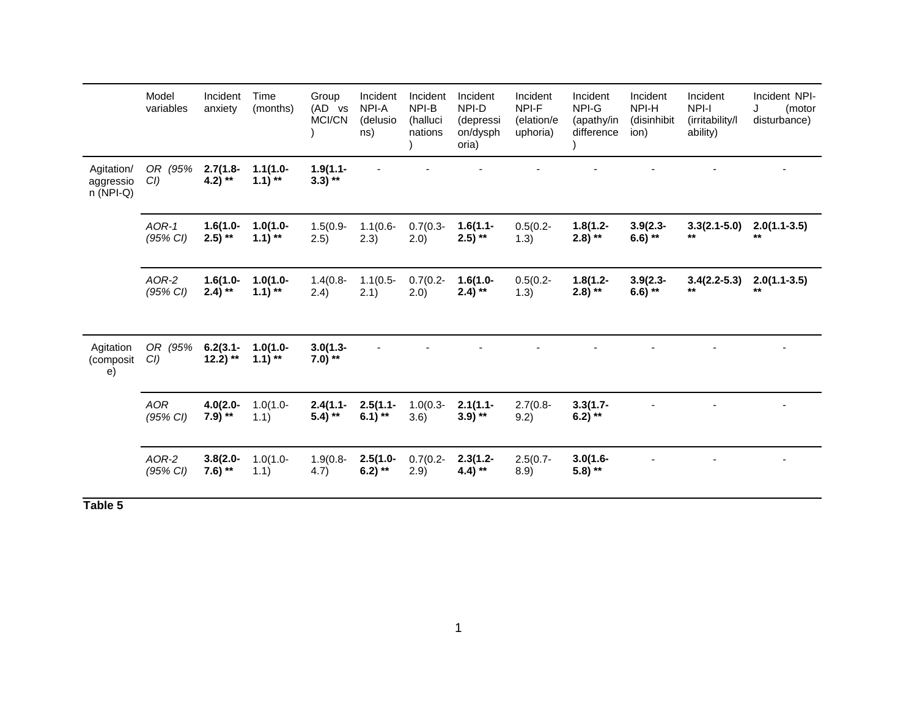| | Model variables | Incident anxiety | Time (months) | Group (AD vs MCI/CN) | Incident NPI-A (delusions) | Incident NPI-B (hallucinations) | Incident NPI-D (depression/dysphoria) | Incident NPI-F (elation/euphoria) | Incident NPI-G (apathy/indifference) | Incident NPI-H (disinhibition) | Incident NPI-I (irritability/lability) | Incident NPI-J (motor disturbance) |
|---|---|---|---|---|---|---|---|---|---|---|---|---|
| Agitation/aggression (NPI-Q) | *OR (95% CI)* | **2.7(1.8-4.2) \*\*** | **1.1(1.0-1.1) \*\*** | **1.9(1.1-3.3) \*\*** | - | - | - | - | - | - | - | - |
| | *AOR-1 (95% CI)* | **1.6(1.0-2.5) \*\*** | **1.0(1.0-1.1) \*\*** | 1.5(0.9-2.5) | 1.1(0.6-2.3) | 0.7(0.3-2.0) | **1.6(1.1-2.5) \*\*** | 0.5(0.2-1.3) | **1.8(1.2-2.8) \*\*** | **3.9(2.3-6.6) \*\*** | **3.3(2.1-5.0) \*\*** | **2.0(1.1-3.5) \*\*** |
| | *AOR-2 (95% CI)* | **1.6(1.0-2.4) \*\*** | **1.0(1.0-1.1) \*\*** | 1.4(0.8-2.4) | 1.1(0.5-2.1) | 0.7(0.2-2.0) | **1.6(1.0-2.4) \*\*** | 0.5(0.2-1.3) | **1.8(1.2-2.8) \*\*** | **3.9(2.3-6.6) \*\*** | **3.4(2.2-5.3) \*\*** | **2.0(1.1-3.5) \*\*** |
| Agitation (composite) | *OR (95% CI)* | **6.2(3.1-12.2) \*\*** | **1.0(1.0-1.1) \*\*** | **3.0(1.3-7.0) \*\*** | - | - | - | - | - | - | - | - |
| | *AOR (95% CI)* | **4.0(2.0-7.9) \*\*** | 1.0(1.0-1.1) | **2.4(1.1-5.4) \*\*** | **2.5(1.1-6.1) \*\*** | 1.0(0.3-3.6) | **2.1(1.1-3.9) \*\*** | 2.7(0.8-9.2) | **3.3(1.7-6.2) \*\*** | - | - | - |
| | *AOR-2 (95% CI)* | **3.8(2.0-7.6) \*\*** | 1.0(1.0-1.1) | 1.9(0.8-4.7) | **2.5(1.0-6.2) \*\*** | 0.7(0.2-2.9) | **2.3(1.2-4.4) \*\*** | 2.5(0.7-8.9) | **3.0(1.6-5.8) \*\*** | - | - | - |

**Table 5**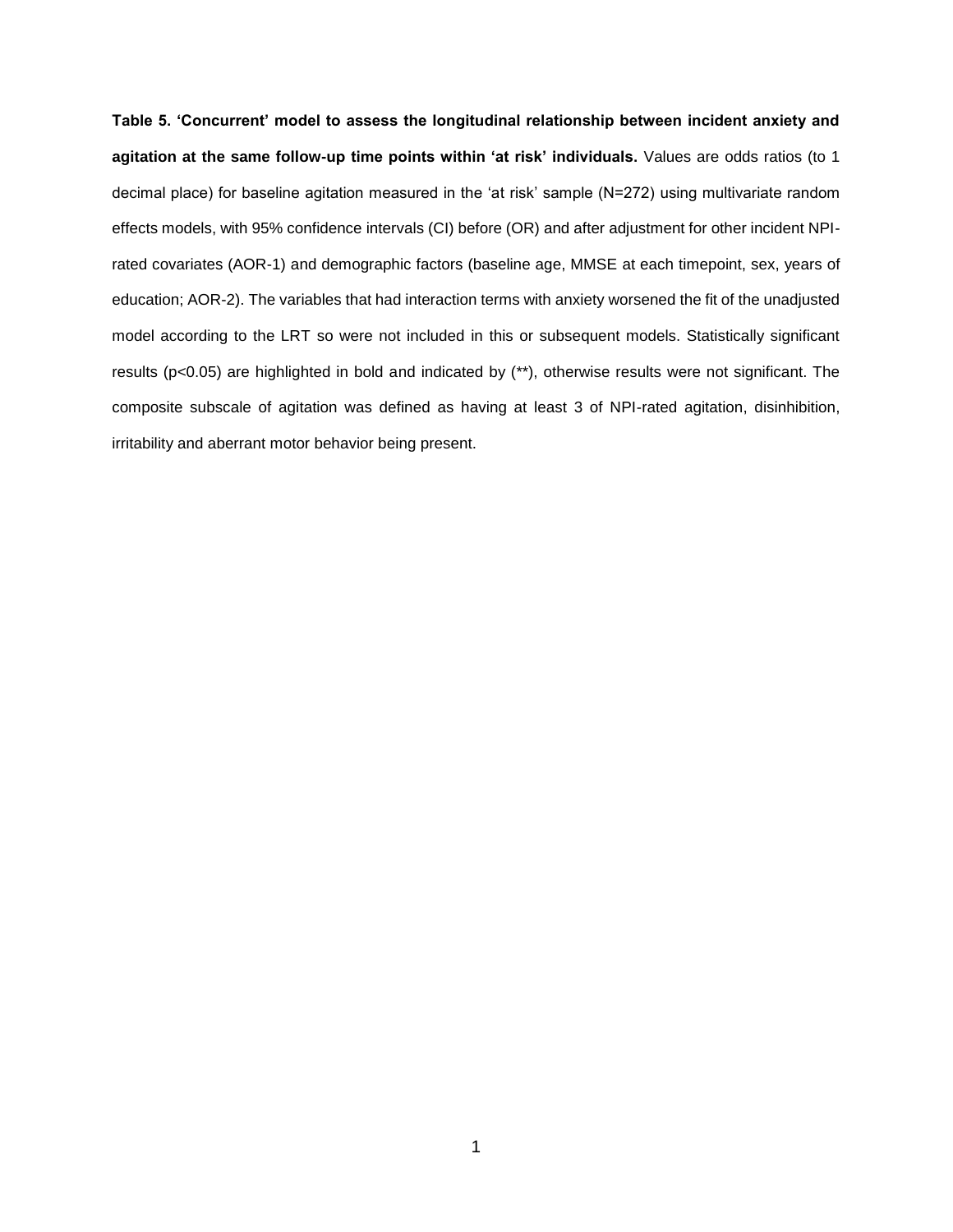**Table 5. 'Concurrent' model to assess the longitudinal relationship between incident anxiety and agitation at the same follow-up time points within 'at risk' individuals.** Values are odds ratios (to 1 decimal place) for baseline agitation measured in the 'at risk' sample (N=272) using multivariate random effects models, with 95% confidence intervals (CI) before (OR) and after adjustment for other incident NPI-rated covariates (AOR-1) and demographic factors (baseline age, MMSE at each timepoint, sex, years of education; AOR-2). The variables that had interaction terms with anxiety worsened the fit of the unadjusted model according to the LRT so were not included in this or subsequent models. Statistically significant results (p<0.05) are highlighted in bold and indicated by (**), otherwise results were not significant. The composite subscale of agitation was defined as having at least 3 of NPI-rated agitation, disinhibition, irritability and aberrant motor behavior being present.